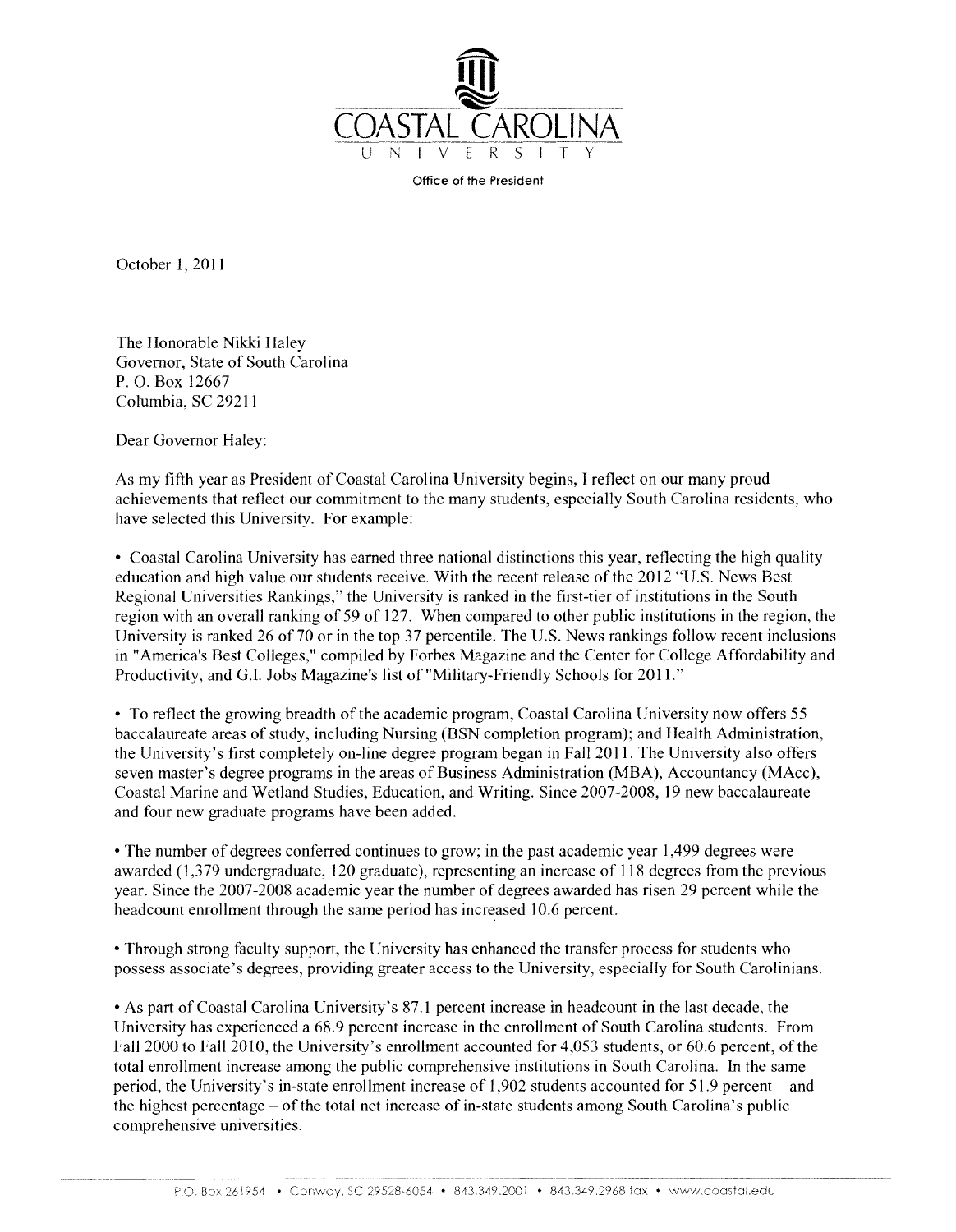# COASTAL CAROLINA UNIVERSITY

Office of the President

October 1, 2011

The Honorable Nikki Haley
Governor, State of South Carolina
P. O. Box 12667
Columbia, SC 29211

Dear Governor Haley:

As my fifth year as President of Coastal Carolina University begins, I reflect on our many proud achievements that reflect our commitment to the many students, especially South Carolina residents, who have selected this University. For example:

• Coastal Carolina University has earned three national distinctions this year, reflecting the high quality education and high value our students receive. With the recent release of the 2012 "U.S. News Best Regional Universities Rankings," the University is ranked in the first-tier of institutions in the South region with an overall ranking of 59 of 127. When compared to other public institutions in the region, the University is ranked 26 of 70 or in the top 37 percentile. The U.S. News rankings follow recent inclusions in "America's Best Colleges," compiled by Forbes Magazine and the Center for College Affordability and Productivity, and G.I. Jobs Magazine's list of "Military-Friendly Schools for 2011."

• To reflect the growing breadth of the academic program, Coastal Carolina University now offers 55 baccalaureate areas of study, including Nursing (BSN completion program); and Health Administration, the University's first completely on-line degree program began in Fall 2011. The University also offers seven master's degree programs in the areas of Business Administration (MBA), Accountancy (MAcc), Coastal Marine and Wetland Studies, Education, and Writing. Since 2007-2008, 19 new baccalaureate and four new graduate programs have been added.

• The number of degrees conferred continues to grow; in the past academic year 1,499 degrees were awarded (1,379 undergraduate, 120 graduate), representing an increase of 118 degrees from the previous year. Since the 2007-2008 academic year the number of degrees awarded has risen 29 percent while the headcount enrollment through the same period has increased 10.6 percent.

• Through strong faculty support, the University has enhanced the transfer process for students who possess associate's degrees, providing greater access to the University, especially for South Carolinians.

• As part of Coastal Carolina University's 87.1 percent increase in headcount in the last decade, the University has experienced a 68.9 percent increase in the enrollment of South Carolina students. From Fall 2000 to Fall 2010, the University's enrollment accounted for 4,053 students, or 60.6 percent, of the total enrollment increase among the public comprehensive institutions in South Carolina. In the same period, the University's in-state enrollment increase of 1,902 students accounted for 51.9 percent – and the highest percentage – of the total net increase of in-state students among South Carolina's public comprehensive universities.

P.O. Box 261954 • Conway, SC 29528-6054 • 843.349.2001 • 843.349.2968 fax • www.coastal.edu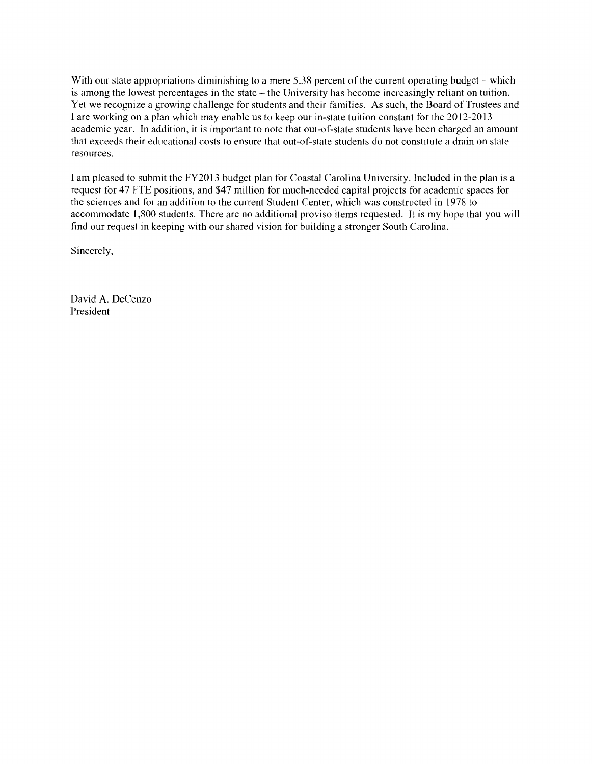With our state appropriations diminishing to a mere 5.38 percent of the current operating budget – which is among the lowest percentages in the state – the University has become increasingly reliant on tuition. Yet we recognize a growing challenge for students and their families. As such, the Board of Trustees and I are working on a plan which may enable us to keep our in-state tuition constant for the 2012-2013 academic year. In addition, it is important to note that out-of-state students have been charged an amount that exceeds their educational costs to ensure that out-of-state students do not constitute a drain on state resources.

I am pleased to submit the FY2013 budget plan for Coastal Carolina University. Included in the plan is a request for 47 FTE positions, and $47 million for much-needed capital projects for academic spaces for the sciences and for an addition to the current Student Center, which was constructed in 1978 to accommodate 1,800 students. There are no additional proviso items requested. It is my hope that you will find our request in keeping with our shared vision for building a stronger South Carolina.

Sincerely,

David A. DeCenzo
President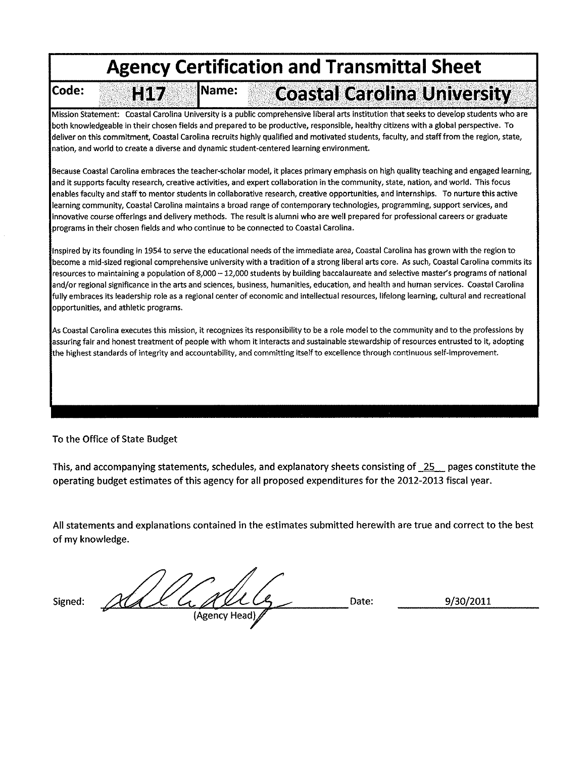# Agency Certification and Transmittal Sheet

| Code: | H17 | Name: | Coastal Carolina University |
|---|---|---|---|

Mission Statement: Coastal Carolina University is a public comprehensive liberal arts institution that seeks to develop students who are both knowledgeable in their chosen fields and prepared to be productive, responsible, healthy citizens with a global perspective. To deliver on this commitment, Coastal Carolina recruits highly qualified and motivated students, faculty, and staff from the region, state, nation, and world to create a diverse and dynamic student-centered learning environment.

Because Coastal Carolina embraces the teacher-scholar model, it places primary emphasis on high quality teaching and engaged learning, and it supports faculty research, creative activities, and expert collaboration in the community, state, nation, and world. This focus enables faculty and staff to mentor students in collaborative research, creative opportunities, and internships. To nurture this active learning community, Coastal Carolina maintains a broad range of contemporary technologies, programming, support services, and innovative course offerings and delivery methods. The result is alumni who are well prepared for professional careers or graduate programs in their chosen fields and who continue to be connected to Coastal Carolina.

Inspired by its founding in 1954 to serve the educational needs of the immediate area, Coastal Carolina has grown with the region to become a mid-sized regional comprehensive university with a tradition of a strong liberal arts core. As such, Coastal Carolina commits its resources to maintaining a population of 8,000 – 12,000 students by building baccalaureate and selective master's programs of national and/or regional significance in the arts and sciences, business, humanities, education, and health and human services. Coastal Carolina fully embraces its leadership role as a regional center of economic and intellectual resources, lifelong learning, cultural and recreational opportunities, and athletic programs.

As Coastal Carolina executes this mission, it recognizes its responsibility to be a role model to the community and to the professions by assuring fair and honest treatment of people with whom it interacts and sustainable stewardship of resources entrusted to it, adopting the highest standards of integrity and accountability, and committing itself to excellence through continuous self-improvement.

To the Office of State Budget

This, and accompanying statements, schedules, and explanatory sheets consisting of 25 pages constitute the operating budget estimates of this agency for all proposed expenditures for the 2012-2013 fiscal year.

All statements and explanations contained in the estimates submitted herewith are true and correct to the best of my knowledge.

Signed: _______________ (Agency Head) Date: 9/30/2011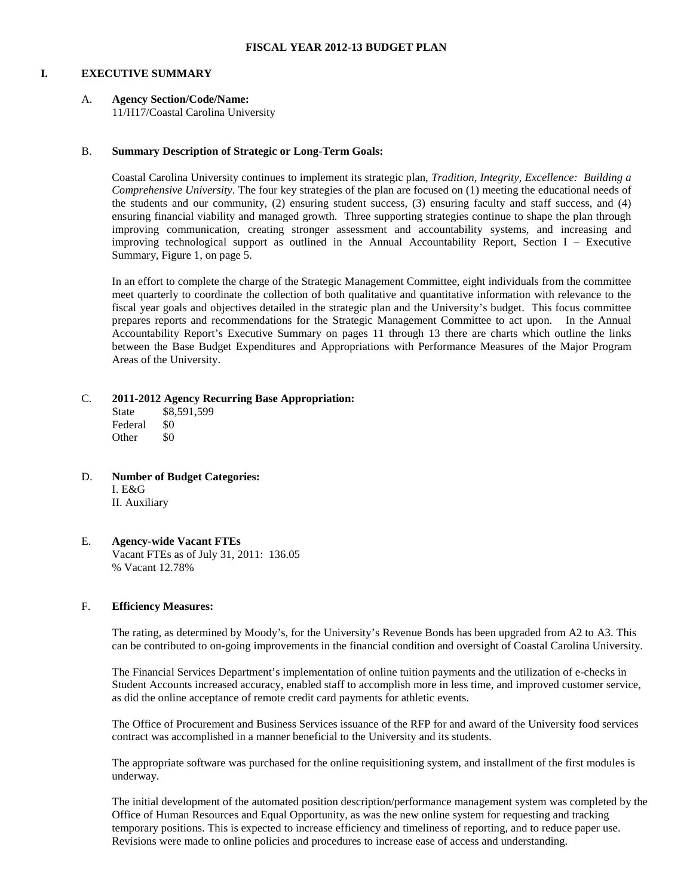**FISCAL YEAR 2012-13 BUDGET PLAN**

# I. EXECUTIVE SUMMARY

## A. Agency Section/Code/Name:

11/H17/Coastal Carolina University

## B. Summary Description of Strategic or Long-Term Goals:

Coastal Carolina University continues to implement its strategic plan, *Tradition, Integrity, Excellence: Building a Comprehensive University*. The four key strategies of the plan are focused on (1) meeting the educational needs of the students and our community, (2) ensuring student success, (3) ensuring faculty and staff success, and (4) ensuring financial viability and managed growth. Three supporting strategies continue to shape the plan through improving communication, creating stronger assessment and accountability systems, and increasing and improving technological support as outlined in the Annual Accountability Report, Section I – Executive Summary, Figure 1, on page 5.

In an effort to complete the charge of the Strategic Management Committee, eight individuals from the committee meet quarterly to coordinate the collection of both qualitative and quantitative information with relevance to the fiscal year goals and objectives detailed in the strategic plan and the University's budget. This focus committee prepares reports and recommendations for the Strategic Management Committee to act upon. In the Annual Accountability Report's Executive Summary on pages 11 through 13 there are charts which outline the links between the Base Budget Expenditures and Appropriations with Performance Measures of the Major Program Areas of the University.

## C. 2011-2012 Agency Recurring Base Appropriation:

State $8,591,599
Federal $0
Other $0

## D. Number of Budget Categories:

I. E&G
II. Auxiliary

## E. Agency-wide Vacant FTEs

Vacant FTEs as of July 31, 2011: 136.05
% Vacant 12.78%

## F. Efficiency Measures:

The rating, as determined by Moody's, for the University's Revenue Bonds has been upgraded from A2 to A3. This can be contributed to on-going improvements in the financial condition and oversight of Coastal Carolina University.

The Financial Services Department's implementation of online tuition payments and the utilization of e-checks in Student Accounts increased accuracy, enabled staff to accomplish more in less time, and improved customer service, as did the online acceptance of remote credit card payments for athletic events.

The Office of Procurement and Business Services issuance of the RFP for and award of the University food services contract was accomplished in a manner beneficial to the University and its students.

The appropriate software was purchased for the online requisitioning system, and installment of the first modules is underway.

The initial development of the automated position description/performance management system was completed by the Office of Human Resources and Equal Opportunity, as was the new online system for requesting and tracking temporary positions. This is expected to increase efficiency and timeliness of reporting, and to reduce paper use. Revisions were made to online policies and procedures to increase ease of access and understanding.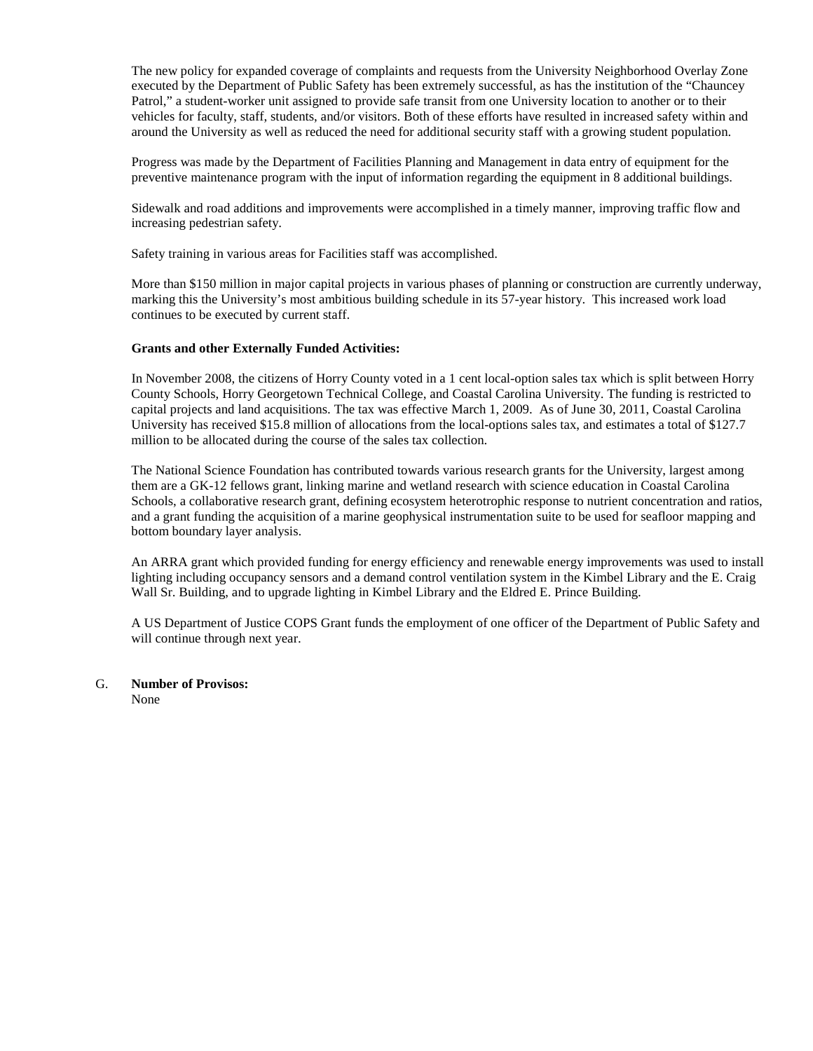The new policy for expanded coverage of complaints and requests from the University Neighborhood Overlay Zone executed by the Department of Public Safety has been extremely successful, as has the institution of the "Chauncey Patrol," a student-worker unit assigned to provide safe transit from one University location to another or to their vehicles for faculty, staff, students, and/or visitors. Both of these efforts have resulted in increased safety within and around the University as well as reduced the need for additional security staff with a growing student population.

Progress was made by the Department of Facilities Planning and Management in data entry of equipment for the preventive maintenance program with the input of information regarding the equipment in 8 additional buildings.

Sidewalk and road additions and improvements were accomplished in a timely manner, improving traffic flow and increasing pedestrian safety.

Safety training in various areas for Facilities staff was accomplished.

More than $150 million in major capital projects in various phases of planning or construction are currently underway, marking this the University's most ambitious building schedule in its 57-year history. This increased work load continues to be executed by current staff.

**Grants and other Externally Funded Activities:**

In November 2008, the citizens of Horry County voted in a 1 cent local-option sales tax which is split between Horry County Schools, Horry Georgetown Technical College, and Coastal Carolina University. The funding is restricted to capital projects and land acquisitions. The tax was effective March 1, 2009. As of June 30, 2011, Coastal Carolina University has received $15.8 million of allocations from the local-options sales tax, and estimates a total of $127.7 million to be allocated during the course of the sales tax collection.

The National Science Foundation has contributed towards various research grants for the University, largest among them are a GK-12 fellows grant, linking marine and wetland research with science education in Coastal Carolina Schools, a collaborative research grant, defining ecosystem heterotrophic response to nutrient concentration and ratios, and a grant funding the acquisition of a marine geophysical instrumentation suite to be used for seafloor mapping and bottom boundary layer analysis.

An ARRA grant which provided funding for energy efficiency and renewable energy improvements was used to install lighting including occupancy sensors and a demand control ventilation system in the Kimbel Library and the E. Craig Wall Sr. Building, and to upgrade lighting in Kimbel Library and the Eldred E. Prince Building.

A US Department of Justice COPS Grant funds the employment of one officer of the Department of Public Safety and will continue through next year.

G. **Number of Provisos:**
None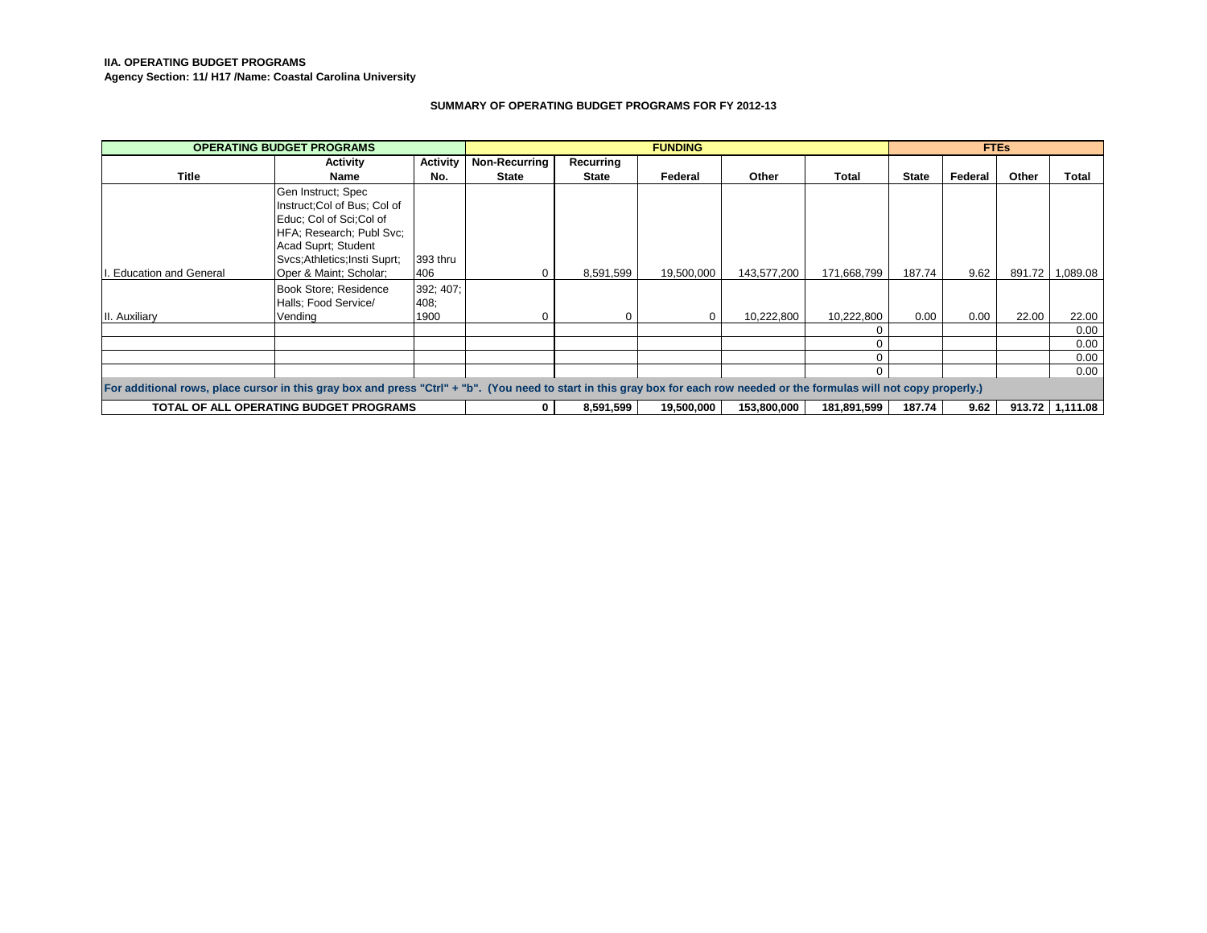**IIA. OPERATING BUDGET PROGRAMS**

**Agency Section: 11/ H17 /Name: Coastal Carolina University**

**SUMMARY OF OPERATING BUDGET PROGRAMS FOR FY 2012-13**

| OPERATING BUDGET PROGRAMS | | | FUNDING | | | | | FTEs | | | |
|---|---|---|---|---|---|---|---|---|---|---|---|
| **Title** | **Activity Name** | **Activity No.** | **Non-Recurring State** | **Recurring State** | **Federal** | **Other** | **Total** | **State** | **Federal** | **Other** | **Total** |
| I. Education and General | Gen Instruct; Spec Instruct;Col of Bus; Col of Educ; Col of Sci;Col of HFA; Research; Publ Svc; Acad Suprt; Student Svcs;Athletics;Insti Suprt; Oper & Maint; Scholar; | 393 thru 406 | 0 | 8,591,599 | 19,500,000 | 143,577,200 | 171,668,799 | 187.74 | 9.62 | 891.72 | 1,089.08 |
| II. Auxiliary | Book Store; Residence Halls; Food Service/ Vending | 392; 407; 408; 1900 | 0 | 0 | 0 | 10,222,800 | 10,222,800 | 0.00 | 0.00 | 22.00 | 22.00 |
| | | | | | | | 0 | | | | 0.00 |
| | | | | | | | 0 | | | | 0.00 |
| | | | | | | | 0 | | | | 0.00 |
| | | | | | | | 0 | | | | 0.00 |
| For additional rows, place cursor in this gray box and press "Ctrl" + "b". (You need to start in this gray box for each row needed or the formulas will not copy properly.) | | | | | | | | | | | |
| **TOTAL OF ALL OPERATING BUDGET PROGRAMS** | | | **0** | **8,591,599** | **19,500,000** | **153,800,000** | **181,891,599** | **187.74** | **9.62** | **913.72** | **1,111.08** |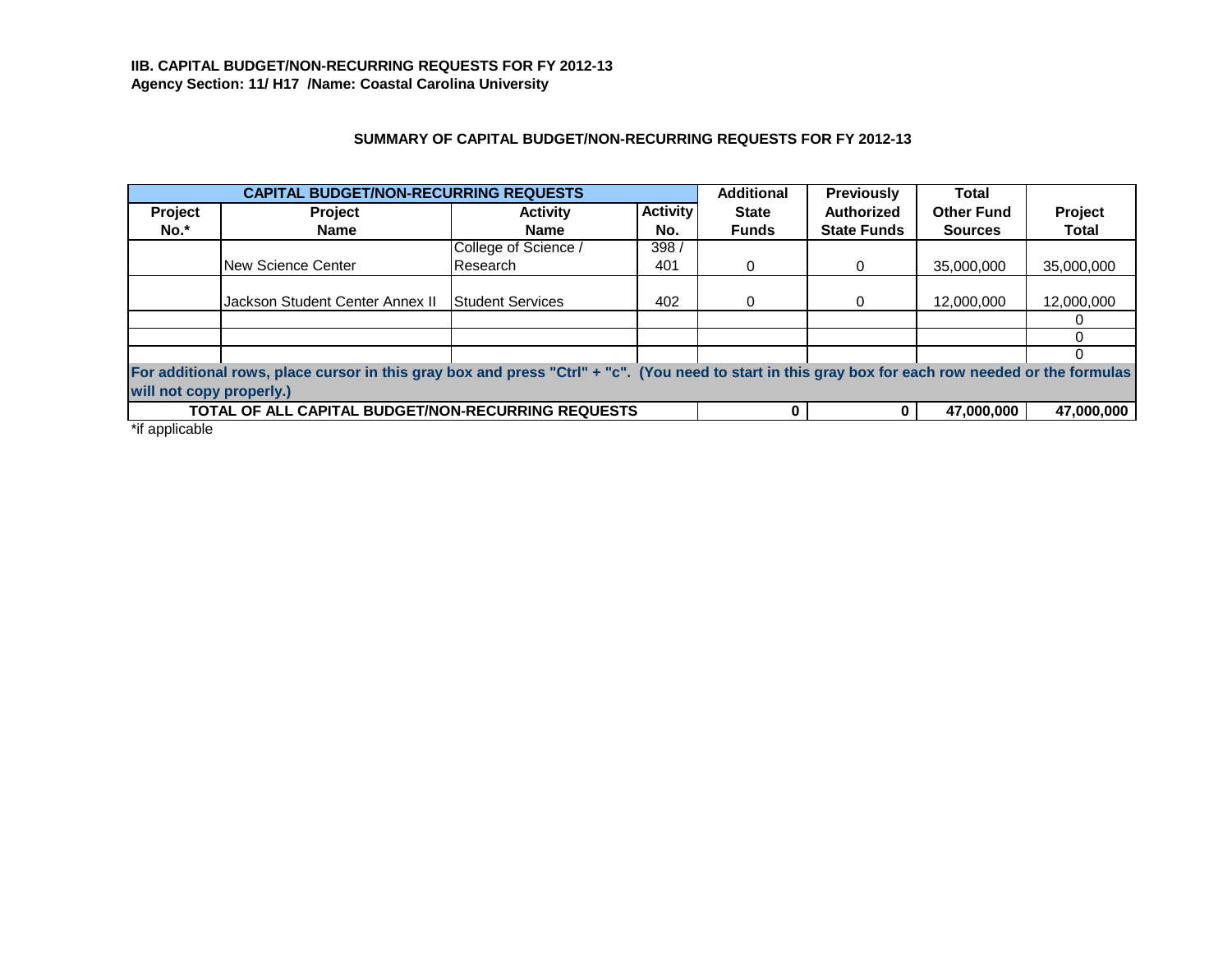**IIB. CAPITAL BUDGET/NON-RECURRING REQUESTS FOR FY 2012-13**
**Agency Section: 11/ H17 /Name: Coastal Carolina University**

**SUMMARY OF CAPITAL BUDGET/NON-RECURRING REQUESTS FOR FY 2012-13**

| CAPITAL BUDGET/NON-RECURRING REQUESTS | | | | Additional | Previously | Total | |
|---|---|---|---|---|---|---|---|
| Project No.* | Project Name | Activity Name | Activity No. | State Funds | Authorized State Funds | Other Fund Sources | Project Total |
| | New Science Center | College of Science / Research | 398 / 401 | 0 | 0 | 35,000,000 | 35,000,000 |
| | Jackson Student Center Annex II | Student Services | 402 | 0 | 0 | 12,000,000 | 12,000,000 |
| | | | | | | | 0 |
| | | | | | | | 0 |
| | | | | | | | 0 |
| For additional rows, place cursor in this gray box and press "Ctrl" + "c". (You need to start in this gray box for each row needed or the formulas will not copy properly.) | | | | | | | |
| **TOTAL OF ALL CAPITAL BUDGET/NON-RECURRING REQUESTS** | | | | **0** | **0** | **47,000,000** | **47,000,000** |

*if applicable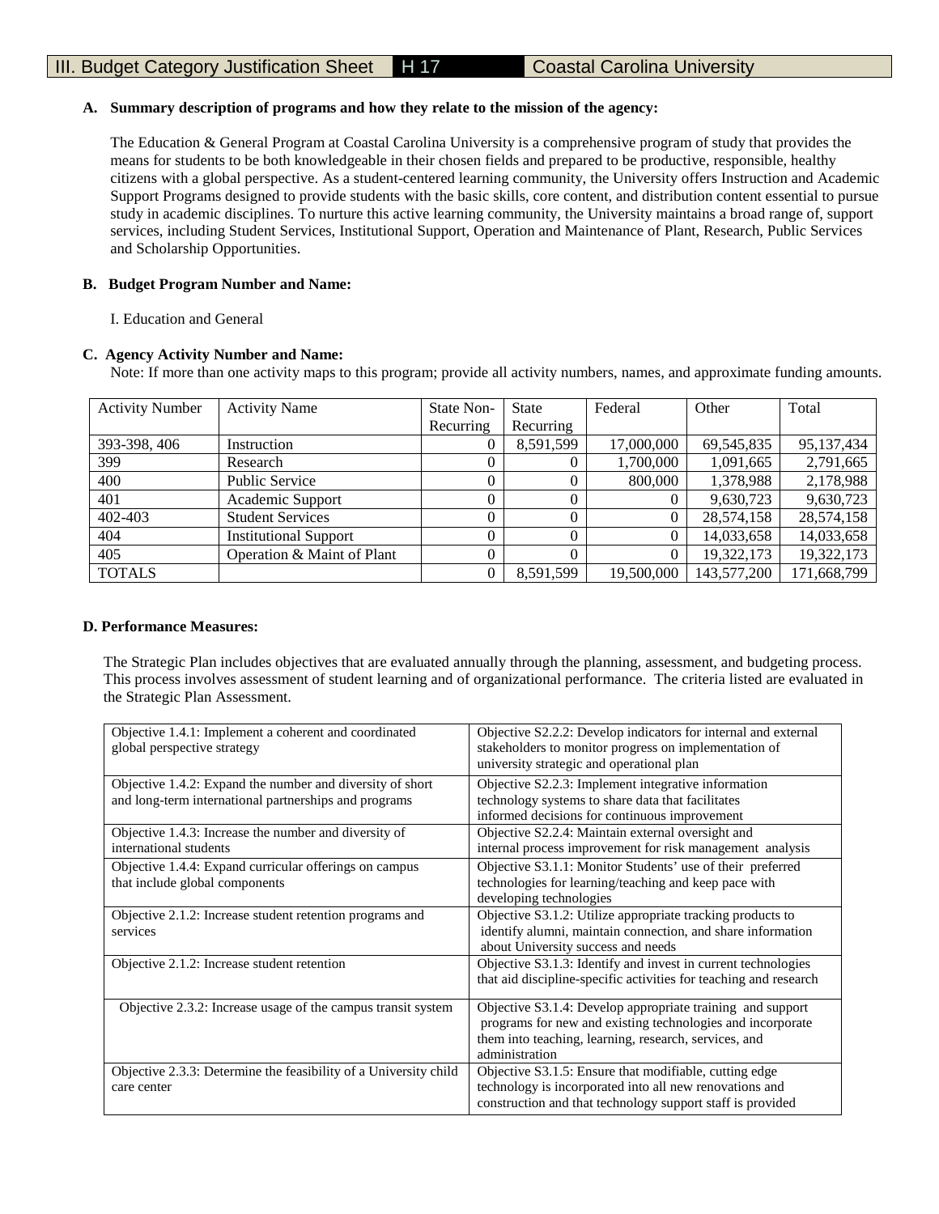# III. Budget Category Justification Sheet H 17 Coastal Carolina University

**A. Summary description of programs and how they relate to the mission of the agency:**

The Education & General Program at Coastal Carolina University is a comprehensive program of study that provides the means for students to be both knowledgeable in their chosen fields and prepared to be productive, responsible, healthy citizens with a global perspective. As a student-centered learning community, the University offers Instruction and Academic Support Programs designed to provide students with the basic skills, core content, and distribution content essential to pursue study in academic disciplines. To nurture this active learning community, the University maintains a broad range of, support services, including Student Services, Institutional Support, Operation and Maintenance of Plant, Research, Public Services and Scholarship Opportunities.

**B. Budget Program Number and Name:**

I. Education and General

**C. Agency Activity Number and Name:**

Note: If more than one activity maps to this program; provide all activity numbers, names, and approximate funding amounts.

| Activity Number | Activity Name | State Non-Recurring | State Recurring | Federal | Other | Total |
|---|---|---|---|---|---|---|
| 393-398, 406 | Instruction | 0 | 8,591,599 | 17,000,000 | 69,545,835 | 95,137,434 |
| 399 | Research | 0 | 0 | 1,700,000 | 1,091,665 | 2,791,665 |
| 400 | Public Service | 0 | 0 | 800,000 | 1,378,988 | 2,178,988 |
| 401 | Academic Support | 0 | 0 | 0 | 9,630,723 | 9,630,723 |
| 402-403 | Student Services | 0 | 0 | 0 | 28,574,158 | 28,574,158 |
| 404 | Institutional Support | 0 | 0 | 0 | 14,033,658 | 14,033,658 |
| 405 | Operation & Maint of Plant | 0 | 0 | 0 | 19,322,173 | 19,322,173 |
| TOTALS | | 0 | 8,591,599 | 19,500,000 | 143,577,200 | 171,668,799 |

**D. Performance Measures:**

The Strategic Plan includes objectives that are evaluated annually through the planning, assessment, and budgeting process. This process involves assessment of student learning and of organizational performance. The criteria listed are evaluated in the Strategic Plan Assessment.

| | |
|---|---|
| Objective 1.4.1: Implement a coherent and coordinated global perspective strategy | Objective S2.2.2: Develop indicators for internal and external stakeholders to monitor progress on implementation of university strategic and operational plan |
| Objective 1.4.2: Expand the number and diversity of short and long-term international partnerships and programs | Objective S2.2.3: Implement integrative information technology systems to share data that facilitates informed decisions for continuous improvement |
| Objective 1.4.3: Increase the number and diversity of international students | Objective S2.2.4: Maintain external oversight and internal process improvement for risk management analysis |
| Objective 1.4.4: Expand curricular offerings on campus that include global components | Objective S3.1.1: Monitor Students' use of their preferred technologies for learning/teaching and keep pace with developing technologies |
| Objective 2.1.2: Increase student retention programs and services | Objective S3.1.2: Utilize appropriate tracking products to identify alumni, maintain connection, and share information about University success and needs |
| Objective 2.1.2: Increase student retention | Objective S3.1.3: Identify and invest in current technologies that aid discipline-specific activities for teaching and research |
| Objective 2.3.2: Increase usage of the campus transit system | Objective S3.1.4: Develop appropriate training and support programs for new and existing technologies and incorporate them into teaching, learning, research, services, and administration |
| Objective 2.3.3: Determine the feasibility of a University child care center | Objective S3.1.5: Ensure that modifiable, cutting edge technology is incorporated into all new renovations and construction and that technology support staff is provided |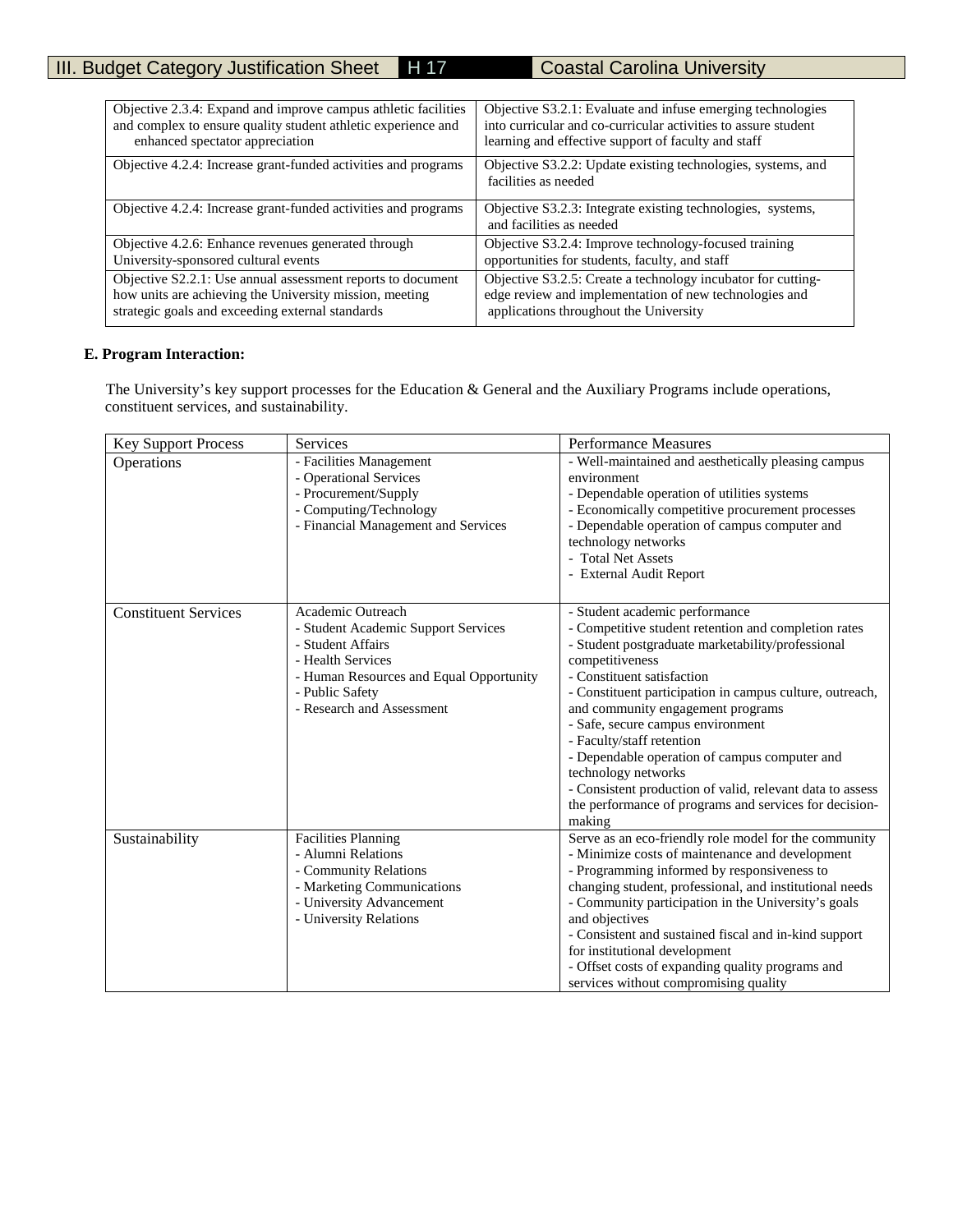| Objective 2.3.4: Expand and improve campus athletic facilities and complex to ensure quality student athletic experience and enhanced spectator appreciation | Objective S3.2.1: Evaluate and infuse emerging technologies into curricular and co-curricular activities to assure student learning and effective support of faculty and staff |
|---|---|
| Objective 4.2.4: Increase grant-funded activities and programs | Objective S3.2.2: Update existing technologies, systems, and facilities as needed |
| Objective 4.2.4: Increase grant-funded activities and programs | Objective S3.2.3: Integrate existing technologies, systems, and facilities as needed |
| Objective 4.2.6: Enhance revenues generated through University-sponsored cultural events | Objective S3.2.4: Improve technology-focused training opportunities for students, faculty, and staff |
| Objective S2.2.1: Use annual assessment reports to document how units are achieving the University mission, meeting strategic goals and exceeding external standards | Objective S3.2.5: Create a technology incubator for cutting-edge review and implementation of new technologies and applications throughout the University |

**E. Program Interaction:**

The University's key support processes for the Education & General and the Auxiliary Programs include operations, constituent services, and sustainability.

| Key Support Process | Services | Performance Measures |
|---|---|---|
| Operations | - Facilities Management<br>- Operational Services<br>- Procurement/Supply<br>- Computing/Technology<br>- Financial Management and Services | - Well-maintained and aesthetically pleasing campus environment<br>- Dependable operation of utilities systems<br>- Economically competitive procurement processes<br>- Dependable operation of campus computer and technology networks<br>- Total Net Assets<br>- External Audit Report |
| Constituent Services | Academic Outreach<br>- Student Academic Support Services<br>- Student Affairs<br>- Health Services<br>- Human Resources and Equal Opportunity<br>- Public Safety<br>- Research and Assessment | - Student academic performance<br>- Competitive student retention and completion rates<br>- Student postgraduate marketability/professional competitiveness<br>- Constituent satisfaction<br>- Constituent participation in campus culture, outreach, and community engagement programs<br>- Safe, secure campus environment<br>- Faculty/staff retention<br>- Dependable operation of campus computer and technology networks<br>- Consistent production of valid, relevant data to assess the performance of programs and services for decision-making |
| Sustainability | Facilities Planning<br>- Alumni Relations<br>- Community Relations<br>- Marketing Communications<br>- University Advancement<br>- University Relations | Serve as an eco-friendly role model for the community<br>- Minimize costs of maintenance and development<br>- Programming informed by responsiveness to changing student, professional, and institutional needs<br>- Community participation in the University's goals and objectives<br>- Consistent and sustained fiscal and in-kind support for institutional development<br>- Offset costs of expanding quality programs and services without compromising quality |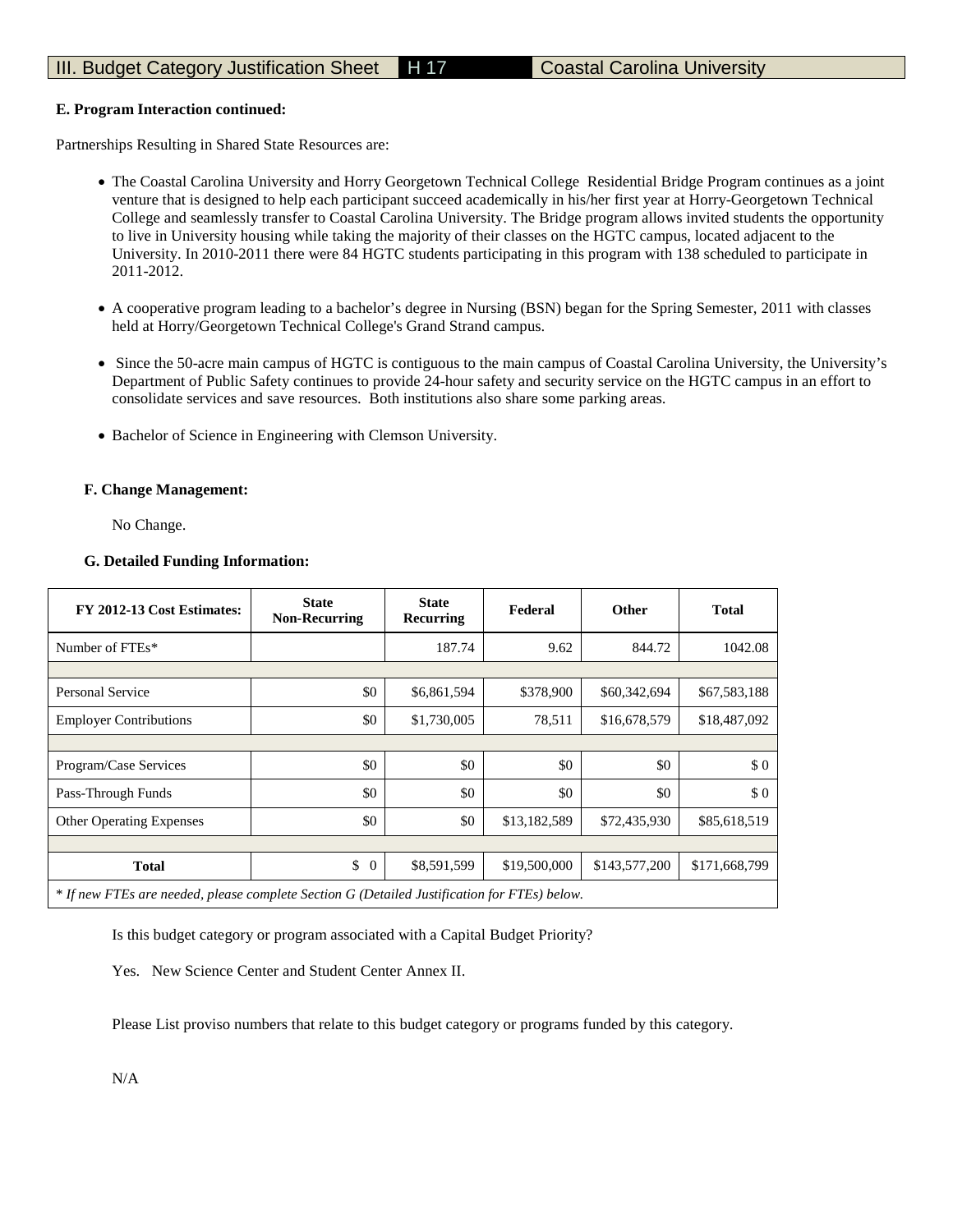III. Budget Category Justification Sheet | H 17 | Coastal Carolina University

**E. Program Interaction continued:**

Partnerships Resulting in Shared State Resources are:

- The Coastal Carolina University and Horry Georgetown Technical College Residential Bridge Program continues as a joint venture that is designed to help each participant succeed academically in his/her first year at Horry-Georgetown Technical College and seamlessly transfer to Coastal Carolina University. The Bridge program allows invited students the opportunity to live in University housing while taking the majority of their classes on the HGTC campus, located adjacent to the University. In 2010-2011 there were 84 HGTC students participating in this program with 138 scheduled to participate in 2011-2012.

- A cooperative program leading to a bachelor's degree in Nursing (BSN) began for the Spring Semester, 2011 with classes held at Horry/Georgetown Technical College's Grand Strand campus.

- Since the 50-acre main campus of HGTC is contiguous to the main campus of Coastal Carolina University, the University's Department of Public Safety continues to provide 24-hour safety and security service on the HGTC campus in an effort to consolidate services and save resources. Both institutions also share some parking areas.

- Bachelor of Science in Engineering with Clemson University.

**F. Change Management:**

No Change.

**G. Detailed Funding Information:**

| FY 2012-13 Cost Estimates: | State Non-Recurring | State Recurring | Federal | Other | Total |
|---|---|---|---|---|---|
| Number of FTEs* | | 187.74 | 9.62 | 844.72 | 1042.08 |
| | | | | | |
| Personal Service | $0 | $6,861,594 | $378,900 | $60,342,694 | $67,583,188 |
| Employer Contributions | $0 | $1,730,005 | 78,511 | $16,678,579 | $18,487,092 |
| | | | | | |
| Program/Case Services | $0 | $0 | $0 | $0 | $ 0 |
| Pass-Through Funds | $0 | $0 | $0 | $0 | $ 0 |
| Other Operating Expenses | $0 | $0 | $13,182,589 | $72,435,930 | $85,618,519 |
| | | | | | |
| **Total** | $ 0 | $8,591,599 | $19,500,000 | $143,577,200 | $171,668,799 |

*\* If new FTEs are needed, please complete Section G (Detailed Justification for FTEs) below.*

Is this budget category or program associated with a Capital Budget Priority?

Yes. New Science Center and Student Center Annex II.

Please List proviso numbers that relate to this budget category or programs funded by this category.

N/A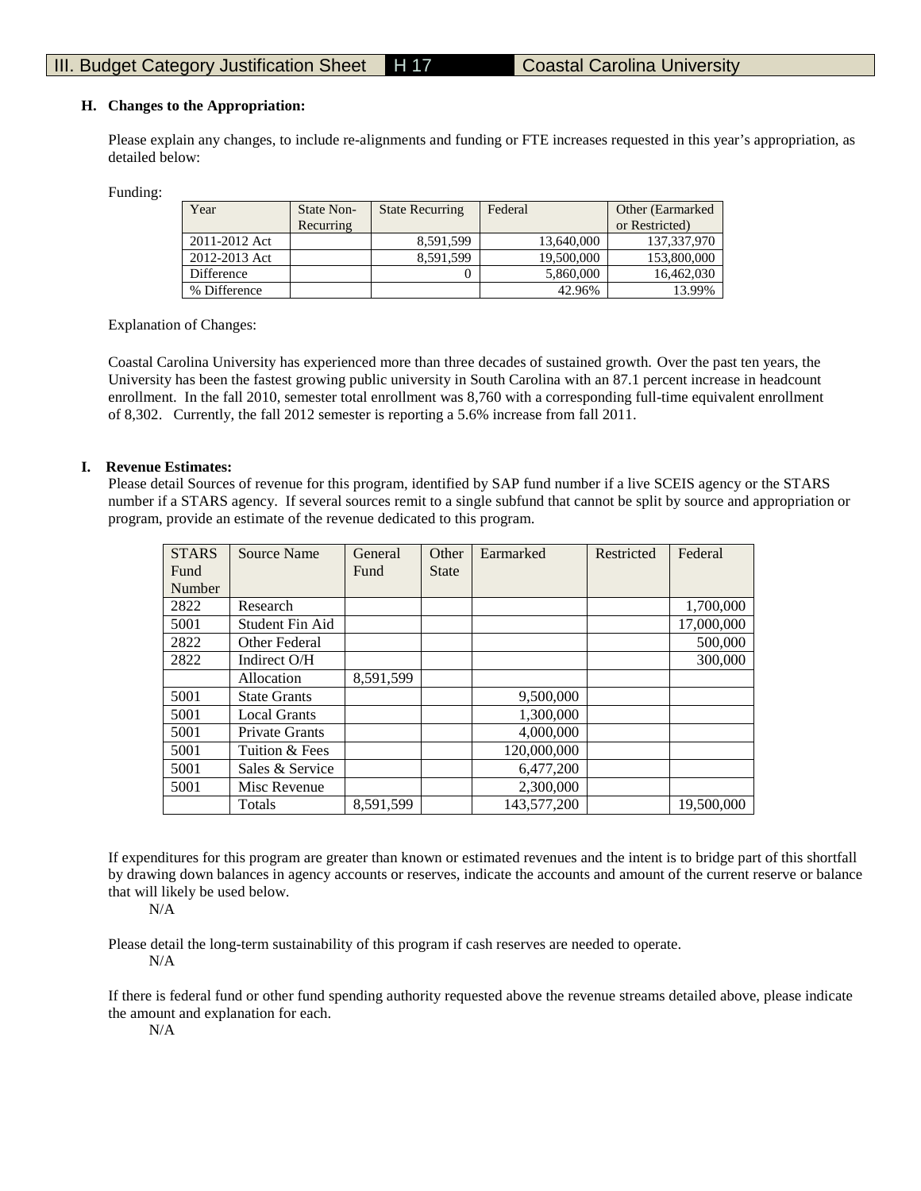III. Budget Category Justification Sheet | H 17 | Coastal Carolina University

**H. Changes to the Appropriation:**

Please explain any changes, to include re-alignments and funding or FTE increases requested in this year's appropriation, as detailed below:

Funding:

| Year | State Non-Recurring | State Recurring | Federal | Other (Earmarked or Restricted) |
|---|---|---|---|---|
| 2011-2012 Act | | 8,591,599 | 13,640,000 | 137,337,970 |
| 2012-2013 Act | | 8,591,599 | 19,500,000 | 153,800,000 |
| Difference | | 0 | 5,860,000 | 16,462,030 |
| % Difference | | | 42.96% | 13.99% |

Explanation of Changes:

Coastal Carolina University has experienced more than three decades of sustained growth. Over the past ten years, the University has been the fastest growing public university in South Carolina with an 87.1 percent increase in headcount enrollment. In the fall 2010, semester total enrollment was 8,760 with a corresponding full-time equivalent enrollment of 8,302. Currently, the fall 2012 semester is reporting a 5.6% increase from fall 2011.

**I. Revenue Estimates:**

Please detail Sources of revenue for this program, identified by SAP fund number if a live SCEIS agency or the STARS number if a STARS agency. If several sources remit to a single subfund that cannot be split by source and appropriation or program, provide an estimate of the revenue dedicated to this program.

| STARS Fund Number | Source Name | General Fund | Other State | Earmarked | Restricted | Federal |
|---|---|---|---|---|---|---|
| 2822 | Research | | | | | 1,700,000 |
| 5001 | Student Fin Aid | | | | | 17,000,000 |
| 2822 | Other Federal | | | | | 500,000 |
| 2822 | Indirect O/H | | | | | 300,000 |
| | Allocation | 8,591,599 | | | | |
| 5001 | State Grants | | | 9,500,000 | | |
| 5001 | Local Grants | | | 1,300,000 | | |
| 5001 | Private Grants | | | 4,000,000 | | |
| 5001 | Tuition & Fees | | | 120,000,000 | | |
| 5001 | Sales & Service | | | 6,477,200 | | |
| 5001 | Misc Revenue | | | 2,300,000 | | |
| | Totals | 8,591,599 | | 143,577,200 | | 19,500,000 |

If expenditures for this program are greater than known or estimated revenues and the intent is to bridge part of this shortfall by drawing down balances in agency accounts or reserves, indicate the accounts and amount of the current reserve or balance that will likely be used below.

N/A

Please detail the long-term sustainability of this program if cash reserves are needed to operate.

N/A

If there is federal fund or other fund spending authority requested above the revenue streams detailed above, please indicate the amount and explanation for each.

N/A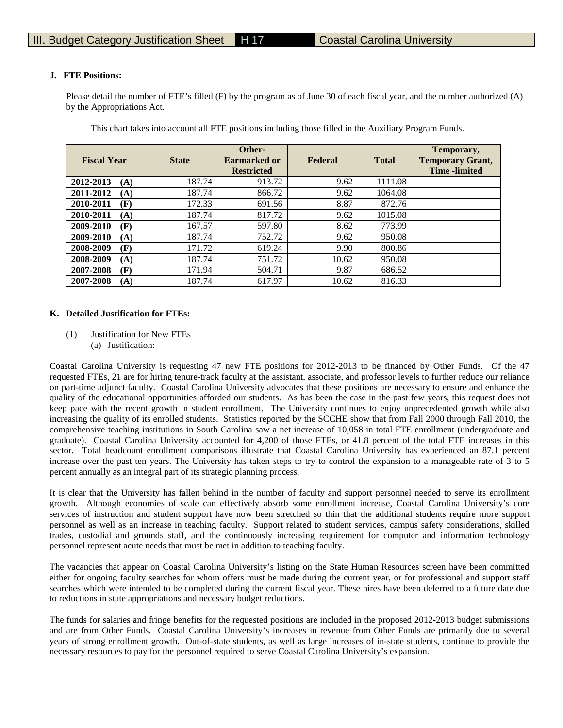**J. FTE Positions:**

Please detail the number of FTE's filled (F) by the program as of June 30 of each fiscal year, and the number authorized (A) by the Appropriations Act.

This chart takes into account all FTE positions including those filled in the Auxiliary Program Funds.

| Fiscal Year | State | Other-Earmarked or Restricted | Federal | Total | Temporary, Temporary Grant, Time -limited |
|---|---|---|---|---|---|
| 2012-2013 (A) | 187.74 | 913.72 | 9.62 | 1111.08 | |
| 2011-2012 (A) | 187.74 | 866.72 | 9.62 | 1064.08 | |
| 2010-2011 (F) | 172.33 | 691.56 | 8.87 | 872.76 | |
| 2010-2011 (A) | 187.74 | 817.72 | 9.62 | 1015.08 | |
| 2009-2010 (F) | 167.57 | 597.80 | 8.62 | 773.99 | |
| 2009-2010 (A) | 187.74 | 752.72 | 9.62 | 950.08 | |
| 2008-2009 (F) | 171.72 | 619.24 | 9.90 | 800.86 | |
| 2008-2009 (A) | 187.74 | 751.72 | 10.62 | 950.08 | |
| 2007-2008 (F) | 171.94 | 504.71 | 9.87 | 686.52 | |
| 2007-2008 (A) | 187.74 | 617.97 | 10.62 | 816.33 | |

**K. Detailed Justification for FTEs:**

(1) Justification for New FTEs
 (a) Justification:

Coastal Carolina University is requesting 47 new FTE positions for 2012-2013 to be financed by Other Funds. Of the 47 requested FTEs, 21 are for hiring tenure-track faculty at the assistant, associate, and professor levels to further reduce our reliance on part-time adjunct faculty. Coastal Carolina University advocates that these positions are necessary to ensure and enhance the quality of the educational opportunities afforded our students. As has been the case in the past few years, this request does not keep pace with the recent growth in student enrollment. The University continues to enjoy unprecedented growth while also increasing the quality of its enrolled students. Statistics reported by the SCCHE show that from Fall 2000 through Fall 2010, the comprehensive teaching institutions in South Carolina saw a net increase of 10,058 in total FTE enrollment (undergraduate and graduate). Coastal Carolina University accounted for 4,200 of those FTEs, or 41.8 percent of the total FTE increases in this sector. Total headcount enrollment comparisons illustrate that Coastal Carolina University has experienced an 87.1 percent increase over the past ten years. The University has taken steps to try to control the expansion to a manageable rate of 3 to 5 percent annually as an integral part of its strategic planning process.

It is clear that the University has fallen behind in the number of faculty and support personnel needed to serve its enrollment growth. Although economies of scale can effectively absorb some enrollment increase, Coastal Carolina University's core services of instruction and student support have now been stretched so thin that the additional students require more support personnel as well as an increase in teaching faculty. Support related to student services, campus safety considerations, skilled trades, custodial and grounds staff, and the continuously increasing requirement for computer and information technology personnel represent acute needs that must be met in addition to teaching faculty.

The vacancies that appear on Coastal Carolina University's listing on the State Human Resources screen have been committed either for ongoing faculty searches for whom offers must be made during the current year, or for professional and support staff searches which were intended to be completed during the current fiscal year. These hires have been deferred to a future date due to reductions in state appropriations and necessary budget reductions.

The funds for salaries and fringe benefits for the requested positions are included in the proposed 2012-2013 budget submissions and are from Other Funds. Coastal Carolina University's increases in revenue from Other Funds are primarily due to several years of strong enrollment growth. Out-of-state students, as well as large increases of in-state students, continue to provide the necessary resources to pay for the personnel required to serve Coastal Carolina University's expansion.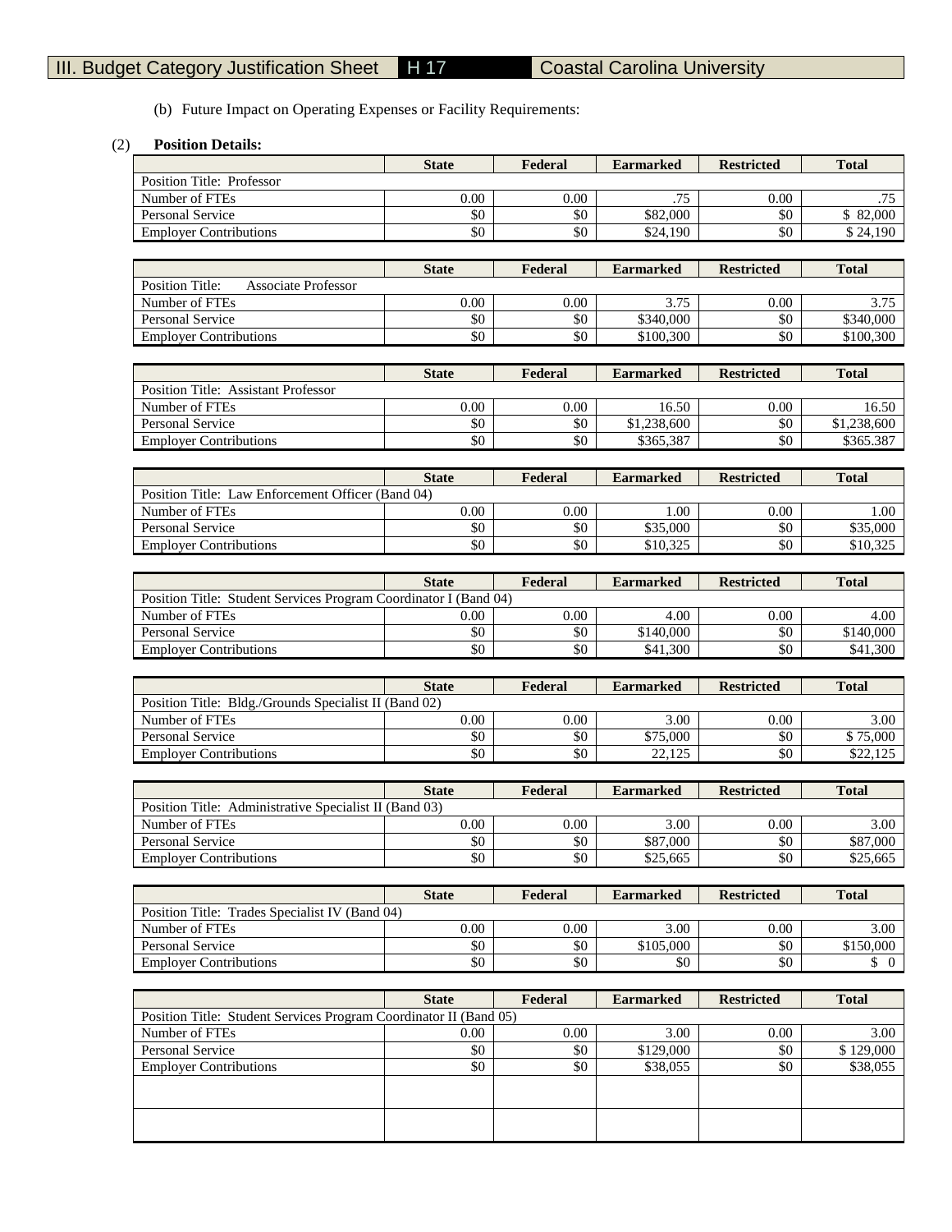III. Budget Category Justification Sheet | H 17 | Coastal Carolina University

(b) Future Impact on Operating Expenses or Facility Requirements:

(2) **Position Details:**

| | State | Federal | Earmarked | Restricted | Total |
|---|---|---|---|---|---|
| Position Title: Professor | | | | | |
| Number of FTEs | 0.00 | 0.00 | .75 | 0.00 | .75 |
| Personal Service | $0 | $0 | $82,000 | $0 | $ 82,000 |
| Employer Contributions | $0 | $0 | $24,190 | $0 | $ 24,190 |

| | State | Federal | Earmarked | Restricted | Total |
|---|---|---|---|---|---|
| Position Title: Associate Professor | | | | | |
| Number of FTEs | 0.00 | 0.00 | 3.75 | 0.00 | 3.75 |
| Personal Service | $0 | $0 | $340,000 | $0 | $340,000 |
| Employer Contributions | $0 | $0 | $100,300 | $0 | $100,300 |

| | State | Federal | Earmarked | Restricted | Total |
|---|---|---|---|---|---|
| Position Title: Assistant Professor | | | | | |
| Number of FTEs | 0.00 | 0.00 | 16.50 | 0.00 | 16.50 |
| Personal Service | $0 | $0 | $1,238,600 | $0 | $1,238,600 |
| Employer Contributions | $0 | $0 | $365,387 | $0 | $365.387 |

| | State | Federal | Earmarked | Restricted | Total |
|---|---|---|---|---|---|
| Position Title: Law Enforcement Officer (Band 04) | | | | | |
| Number of FTEs | 0.00 | 0.00 | 1.00 | 0.00 | 1.00 |
| Personal Service | $0 | $0 | $35,000 | $0 | $35,000 |
| Employer Contributions | $0 | $0 | $10,325 | $0 | $10,325 |

| | State | Federal | Earmarked | Restricted | Total |
|---|---|---|---|---|---|
| Position Title: Student Services Program Coordinator I (Band 04) | | | | | |
| Number of FTEs | 0.00 | 0.00 | 4.00 | 0.00 | 4.00 |
| Personal Service | $0 | $0 | $140,000 | $0 | $140,000 |
| Employer Contributions | $0 | $0 | $41,300 | $0 | $41,300 |

| | State | Federal | Earmarked | Restricted | Total |
|---|---|---|---|---|---|
| Position Title: Bldg./Grounds Specialist II (Band 02) | | | | | |
| Number of FTEs | 0.00 | 0.00 | 3.00 | 0.00 | 3.00 |
| Personal Service | $0 | $0 | $75,000 | $0 | $ 75,000 |
| Employer Contributions | $0 | $0 | 22,125 | $0 | $22,125 |

| | State | Federal | Earmarked | Restricted | Total |
|---|---|---|---|---|---|
| Position Title: Administrative Specialist II (Band 03) | | | | | |
| Number of FTEs | 0.00 | 0.00 | 3.00 | 0.00 | 3.00 |
| Personal Service | $0 | $0 | $87,000 | $0 | $87,000 |
| Employer Contributions | $0 | $0 | $25,665 | $0 | $25,665 |

| | State | Federal | Earmarked | Restricted | Total |
|---|---|---|---|---|---|
| Position Title: Trades Specialist IV (Band 04) | | | | | |
| Number of FTEs | 0.00 | 0.00 | 3.00 | 0.00 | 3.00 |
| Personal Service | $0 | $0 | $105,000 | $0 | $150,000 |
| Employer Contributions | $0 | $0 | $0 | $0 | $ 0 |

| | State | Federal | Earmarked | Restricted | Total |
|---|---|---|---|---|---|
| Position Title: Student Services Program Coordinator II (Band 05) | | | | | |
| Number of FTEs | 0.00 | 0.00 | 3.00 | 0.00 | 3.00 |
| Personal Service | $0 | $0 | $129,000 | $0 | $ 129,000 |
| Employer Contributions | $0 | $0 | $38,055 | $0 | $38,055 |
| | | | | | |
| | | | | | |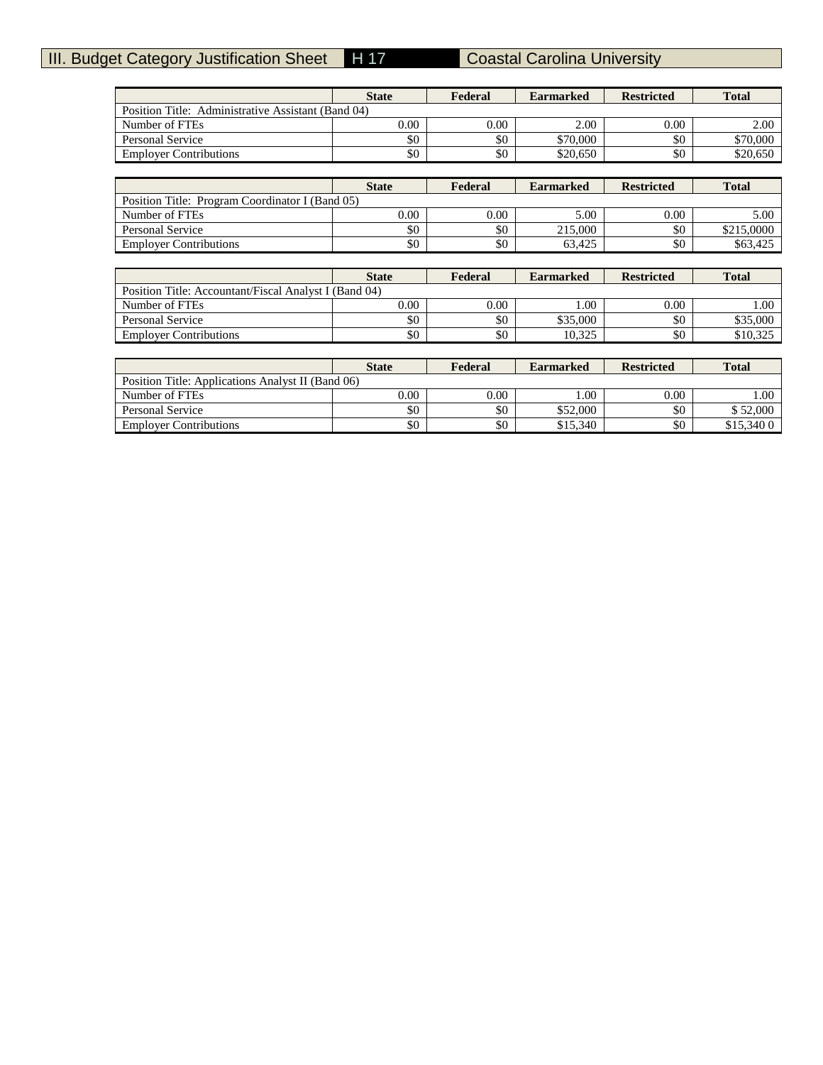III. Budget Category Justification Sheet | H 17 | Coastal Carolina University

| | State | Federal | Earmarked | Restricted | Total |
|---|---|---|---|---|---|
| Position Title: Administrative Assistant (Band 04) | | | | | |
| Number of FTEs | 0.00 | 0.00 | 2.00 | 0.00 | 2.00 |
| Personal Service | $0 | $0 | $70,000 | $0 | $70,000 |
| Employer Contributions | $0 | $0 | $20,650 | $0 | $20,650 |

| | State | Federal | Earmarked | Restricted | Total |
|---|---|---|---|---|---|
| Position Title: Program Coordinator I (Band 05) | | | | | |
| Number of FTEs | 0.00 | 0.00 | 5.00 | 0.00 | 5.00 |
| Personal Service | $0 | $0 | 215,000 | $0 | $215,0000 |
| Employer Contributions | $0 | $0 | 63,425 | $0 | $63,425 |

| | State | Federal | Earmarked | Restricted | Total |
|---|---|---|---|---|---|
| Position Title: Accountant/Fiscal Analyst I (Band 04) | | | | | |
| Number of FTEs | 0.00 | 0.00 | 1.00 | 0.00 | 1.00 |
| Personal Service | $0 | $0 | $35,000 | $0 | $35,000 |
| Employer Contributions | $0 | $0 | 10,325 | $0 | $10,325 |

| | State | Federal | Earmarked | Restricted | Total |
|---|---|---|---|---|---|
| Position Title: Applications Analyst II (Band 06) | | | | | |
| Number of FTEs | 0.00 | 0.00 | 1.00 | 0.00 | 1.00 |
| Personal Service | $0 | $0 | $52,000 | $0 | $ 52,000 |
| Employer Contributions | $0 | $0 | $15,340 | $0 | $15,340 0 |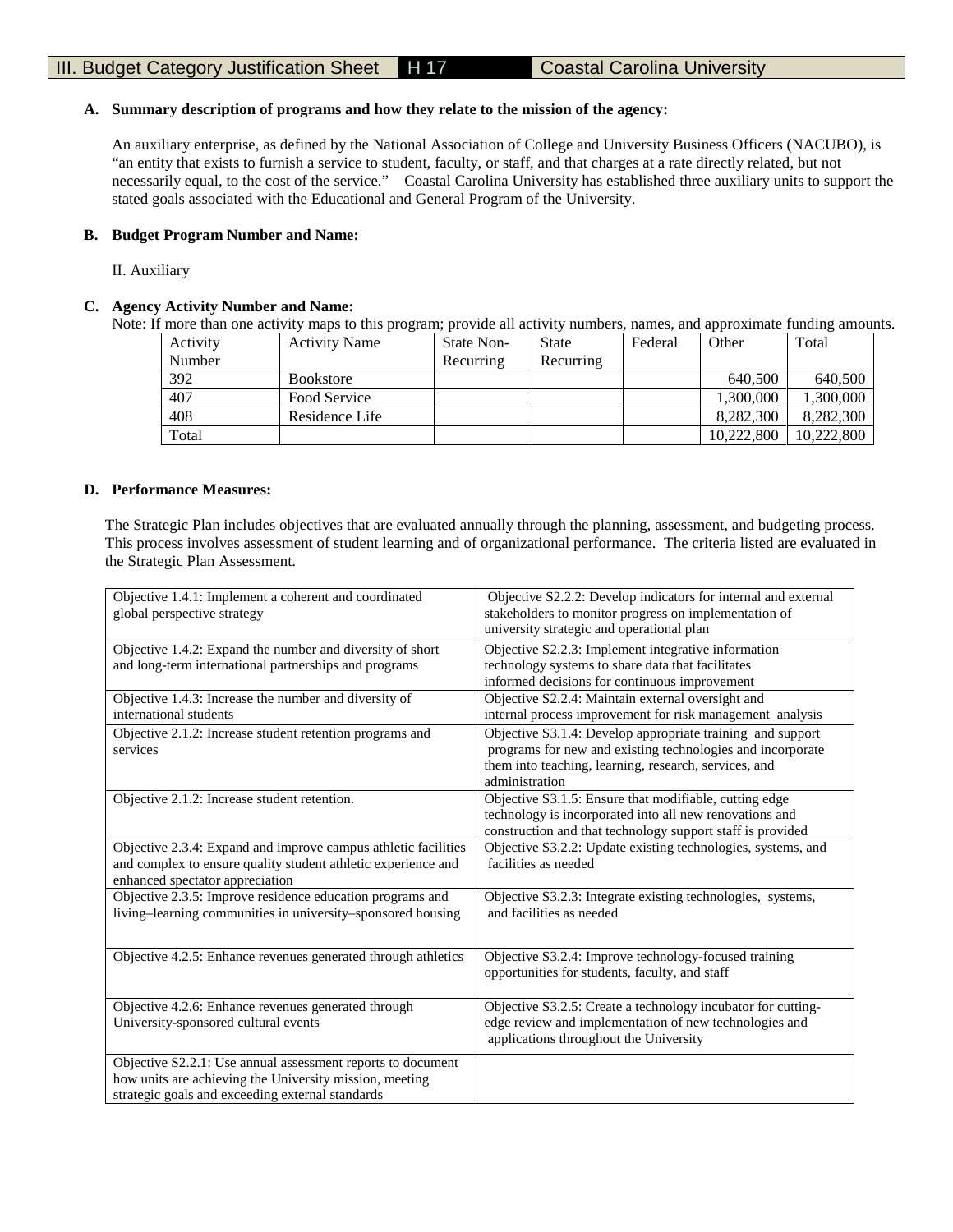# III. Budget Category Justification Sheet | H 17 | Coastal Carolina University

**A. Summary description of programs and how they relate to the mission of the agency:**

An auxiliary enterprise, as defined by the National Association of College and University Business Officers (NACUBO), is "an entity that exists to furnish a service to student, faculty, or staff, and that charges at a rate directly related, but not necessarily equal, to the cost of the service." Coastal Carolina University has established three auxiliary units to support the stated goals associated with the Educational and General Program of the University.

**B. Budget Program Number and Name:**

II. Auxiliary

**C. Agency Activity Number and Name:**

Note: If more than one activity maps to this program; provide all activity numbers, names, and approximate funding amounts.

| Activity Number | Activity Name | State Non-Recurring | State Recurring | Federal | Other | Total |
|---|---|---|---|---|---|---|
| 392 | Bookstore | | | | 640,500 | 640,500 |
| 407 | Food Service | | | | 1,300,000 | 1,300,000 |
| 408 | Residence Life | | | | 8,282,300 | 8,282,300 |
| Total | | | | | 10,222,800 | 10,222,800 |

**D. Performance Measures:**

The Strategic Plan includes objectives that are evaluated annually through the planning, assessment, and budgeting process. This process involves assessment of student learning and of organizational performance. The criteria listed are evaluated in the Strategic Plan Assessment.

| | |
|---|---|
| Objective 1.4.1: Implement a coherent and coordinated global perspective strategy | Objective S2.2.2: Develop indicators for internal and external stakeholders to monitor progress on implementation of university strategic and operational plan |
| Objective 1.4.2: Expand the number and diversity of short and long-term international partnerships and programs | Objective S2.2.3: Implement integrative information technology systems to share data that facilitates informed decisions for continuous improvement |
| Objective 1.4.3: Increase the number and diversity of international students | Objective S2.2.4: Maintain external oversight and internal process improvement for risk management analysis |
| Objective 2.1.2: Increase student retention programs and services | Objective S3.1.4: Develop appropriate training and support programs for new and existing technologies and incorporate them into teaching, learning, research, services, and administration |
| Objective 2.1.2: Increase student retention. | Objective S3.1.5: Ensure that modifiable, cutting edge technology is incorporated into all new renovations and construction and that technology support staff is provided |
| Objective 2.3.4: Expand and improve campus athletic facilities and complex to ensure quality student athletic experience and enhanced spectator appreciation | Objective S3.2.2: Update existing technologies, systems, and facilities as needed |
| Objective 2.3.5: Improve residence education programs and living–learning communities in university–sponsored housing | Objective S3.2.3: Integrate existing technologies, systems, and facilities as needed |
| Objective 4.2.5: Enhance revenues generated through athletics | Objective S3.2.4: Improve technology-focused training opportunities for students, faculty, and staff |
| Objective 4.2.6: Enhance revenues generated through University-sponsored cultural events | Objective S3.2.5: Create a technology incubator for cutting-edge review and implementation of new technologies and applications throughout the University |
| Objective S2.2.1: Use annual assessment reports to document how units are achieving the University mission, meeting strategic goals and exceeding external standards | |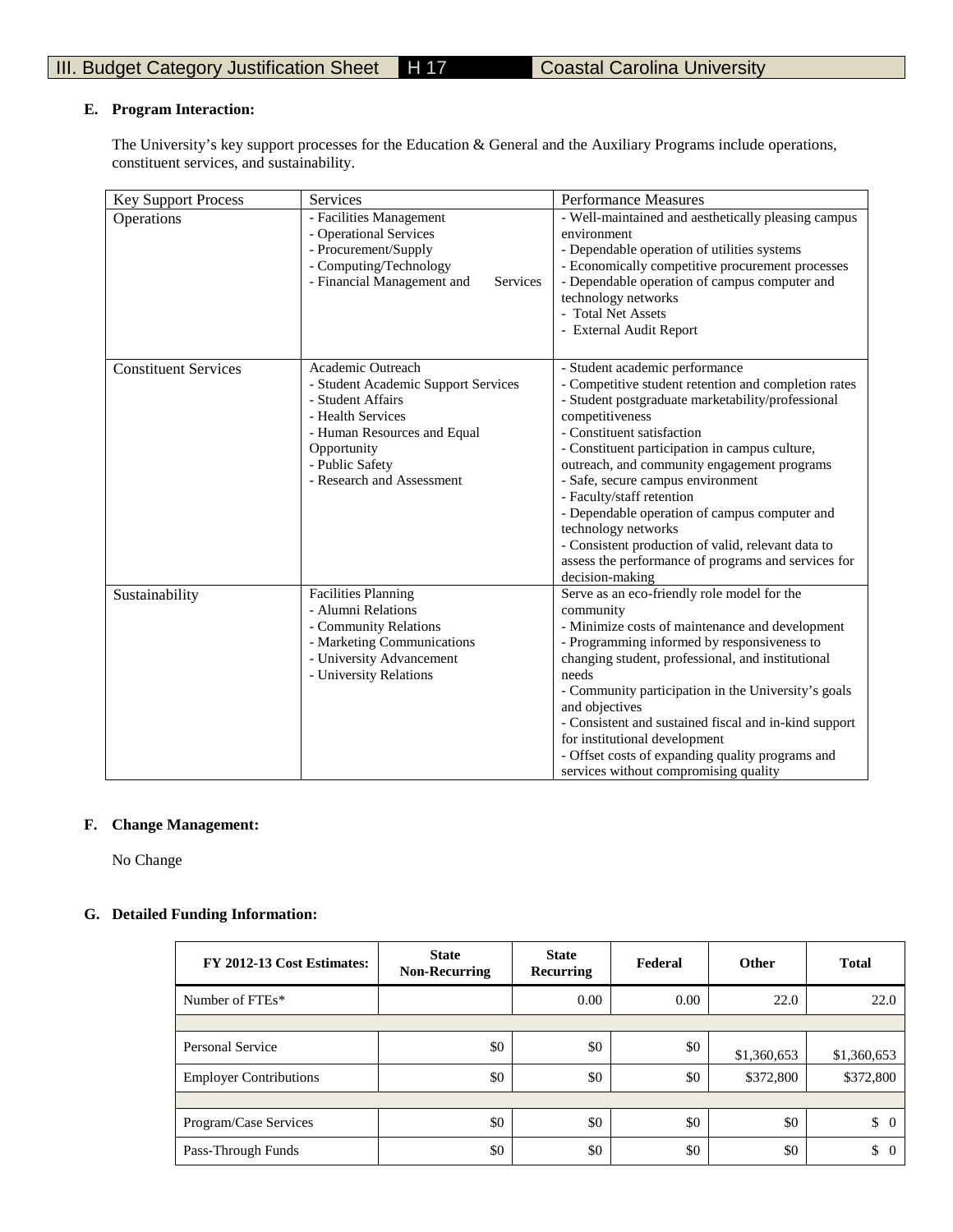### E. Program Interaction:

The University's key support processes for the Education & General and the Auxiliary Programs include operations, constituent services, and sustainability.

| Key Support Process | Services | Performance Measures |
|---|---|---|
| Operations | - Facilities Management<br>- Operational Services<br>- Procurement/Supply<br>- Computing/Technology<br>- Financial Management and Services | - Well-maintained and aesthetically pleasing campus environment<br>- Dependable operation of utilities systems<br>- Economically competitive procurement processes<br>- Dependable operation of campus computer and technology networks<br>- Total Net Assets<br>- External Audit Report |
| Constituent Services | Academic Outreach<br>- Student Academic Support Services<br>- Student Affairs<br>- Health Services<br>- Human Resources and Equal Opportunity<br>- Public Safety<br>- Research and Assessment | - Student academic performance<br>- Competitive student retention and completion rates<br>- Student postgraduate marketability/professional competitiveness<br>- Constituent satisfaction<br>- Constituent participation in campus culture, outreach, and community engagement programs<br>- Safe, secure campus environment<br>- Faculty/staff retention<br>- Dependable operation of campus computer and technology networks<br>- Consistent production of valid, relevant data to assess the performance of programs and services for decision-making |
| Sustainability | Facilities Planning<br>- Alumni Relations<br>- Community Relations<br>- Marketing Communications<br>- University Advancement<br>- University Relations | Serve as an eco-friendly role model for the community<br>- Minimize costs of maintenance and development<br>- Programming informed by responsiveness to changing student, professional, and institutional needs<br>- Community participation in the University's goals and objectives<br>- Consistent and sustained fiscal and in-kind support for institutional development<br>- Offset costs of expanding quality programs and services without compromising quality |

### F. Change Management:

No Change

### G. Detailed Funding Information:

| FY 2012-13 Cost Estimates: | State Non-Recurring | State Recurring | Federal | Other | Total |
|---|---|---|---|---|---|
| Number of FTEs* | | 0.00 | 0.00 | 22.0 | 22.0 |
| | | | | | |
| Personal Service | $0 | $0 | $0 | $1,360,653 | $1,360,653 |
| Employer Contributions | $0 | $0 | $0 | $372,800 | $372,800 |
| | | | | | |
| Program/Case Services | $0 | $0 | $0 | $0 | $ 0 |
| Pass-Through Funds | $0 | $0 | $0 | $0 | $ 0 |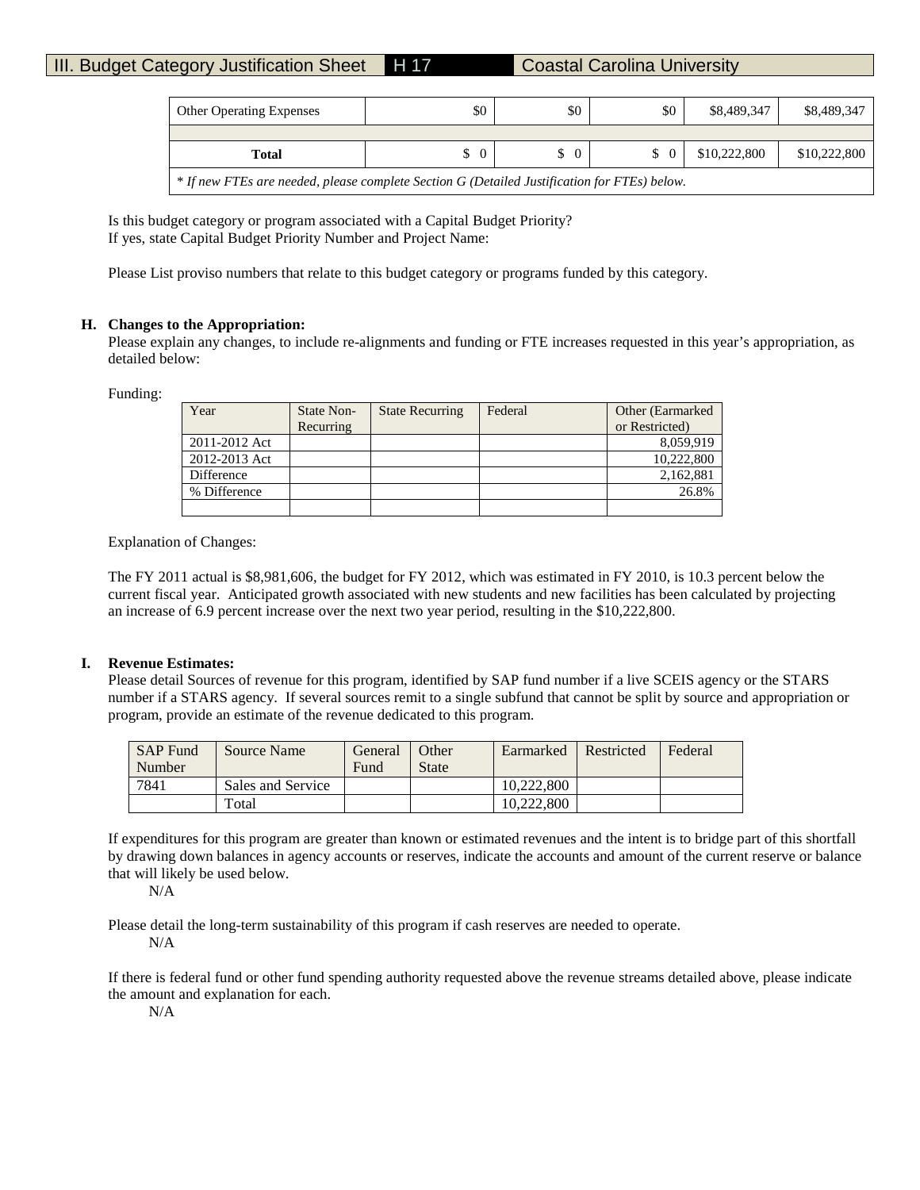III. Budget Category Justification Sheet | H 17 | Coastal Carolina University

| Other Operating Expenses | $0 | $0 | $0 | $8,489,347 | $8,489,347 |
|---|---|---|---|---|---|
| | | | | | |
| **Total** | $ 0 | $ 0 | $ 0 | $10,222,800 | $10,222,800 |

*\* If new FTEs are needed, please complete Section G (Detailed Justification for FTEs) below.*

Is this budget category or program associated with a Capital Budget Priority?
If yes, state Capital Budget Priority Number and Project Name:

Please List proviso numbers that relate to this budget category or programs funded by this category.

**H. Changes to the Appropriation:**

Please explain any changes, to include re-alignments and funding or FTE increases requested in this year's appropriation, as detailed below:

Funding:

| Year | State Non-Recurring | State Recurring | Federal | Other (Earmarked or Restricted) |
|---|---|---|---|---|
| 2011-2012 Act | | | | 8,059,919 |
| 2012-2013 Act | | | | 10,222,800 |
| Difference | | | | 2,162,881 |
| % Difference | | | | 26.8% |
| | | | | |

Explanation of Changes:

The FY 2011 actual is $8,981,606, the budget for FY 2012, which was estimated in FY 2010, is 10.3 percent below the current fiscal year. Anticipated growth associated with new students and new facilities has been calculated by projecting an increase of 6.9 percent increase over the next two year period, resulting in the $10,222,800.

**I. Revenue Estimates:**

Please detail Sources of revenue for this program, identified by SAP fund number if a live SCEIS agency or the STARS number if a STARS agency. If several sources remit to a single subfund that cannot be split by source and appropriation or program, provide an estimate of the revenue dedicated to this program.

| SAP Fund Number | Source Name | General Fund | Other State | Earmarked | Restricted | Federal |
|---|---|---|---|---|---|---|
| 7841 | Sales and Service | | | 10,222,800 | | |
| | Total | | | 10,222,800 | | |

If expenditures for this program are greater than known or estimated revenues and the intent is to bridge part of this shortfall by drawing down balances in agency accounts or reserves, indicate the accounts and amount of the current reserve or balance that will likely be used below.

N/A

Please detail the long-term sustainability of this program if cash reserves are needed to operate.

N/A

If there is federal fund or other fund spending authority requested above the revenue streams detailed above, please indicate the amount and explanation for each.

N/A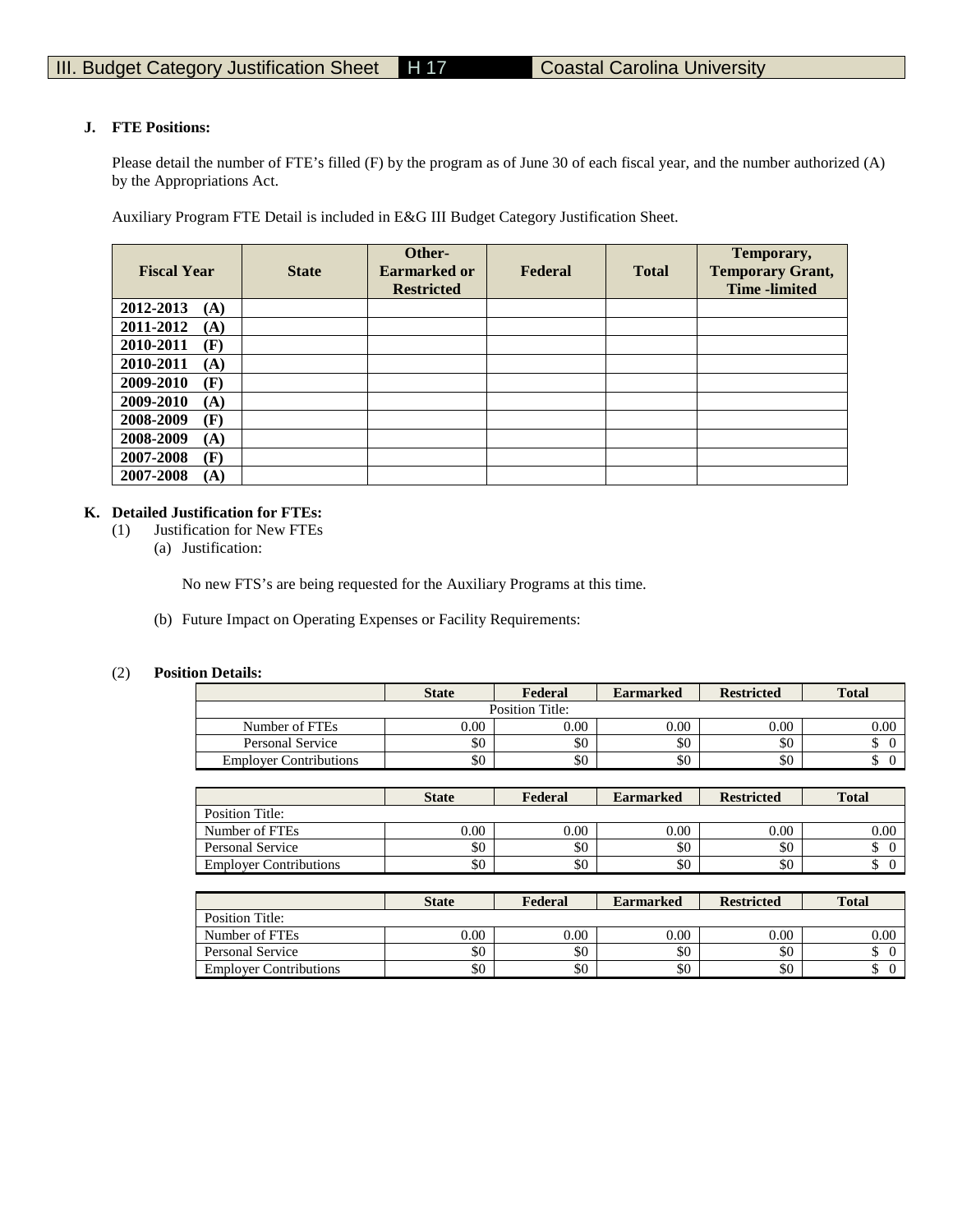III. Budget Category Justification Sheet | H 17 | Coastal Carolina University

**J. FTE Positions:**

Please detail the number of FTE's filled (F) by the program as of June 30 of each fiscal year, and the number authorized (A) by the Appropriations Act.

Auxiliary Program FTE Detail is included in E&G III Budget Category Justification Sheet.

| Fiscal Year | State | Other-Earmarked or Restricted | Federal | Total | Temporary, Temporary Grant, Time -limited |
|---|---|---|---|---|---|
| 2012-2013 (A) | | | | | |
| 2011-2012 (A) | | | | | |
| 2010-2011 (F) | | | | | |
| 2010-2011 (A) | | | | | |
| 2009-2010 (F) | | | | | |
| 2009-2010 (A) | | | | | |
| 2008-2009 (F) | | | | | |
| 2008-2009 (A) | | | | | |
| 2007-2008 (F) | | | | | |
| 2007-2008 (A) | | | | | |

**K. Detailed Justification for FTEs:**

(1) Justification for New FTEs

(a) Justification:

No new FTS's are being requested for the Auxiliary Programs at this time.

(b) Future Impact on Operating Expenses or Facility Requirements:

(2) **Position Details:**

| | State | Federal | Earmarked | Restricted | Total |
|---|---|---|---|---|---|
| Position Title: | | | | | |
| Number of FTEs | 0.00 | 0.00 | 0.00 | 0.00 | 0.00 |
| Personal Service | $0 | $0 | $0 | $0 | $ 0 |
| Employer Contributions | $0 | $0 | $0 | $0 | $ 0 |

| | State | Federal | Earmarked | Restricted | Total |
|---|---|---|---|---|---|
| Position Title: | | | | | |
| Number of FTEs | 0.00 | 0.00 | 0.00 | 0.00 | 0.00 |
| Personal Service | $0 | $0 | $0 | $0 | $ 0 |
| Employer Contributions | $0 | $0 | $0 | $0 | $ 0 |

| | State | Federal | Earmarked | Restricted | Total |
|---|---|---|---|---|---|
| Position Title: | | | | | |
| Number of FTEs | 0.00 | 0.00 | 0.00 | 0.00 | 0.00 |
| Personal Service | $0 | $0 | $0 | $0 | $ 0 |
| Employer Contributions | $0 | $0 | $0 | $0 | $ 0 |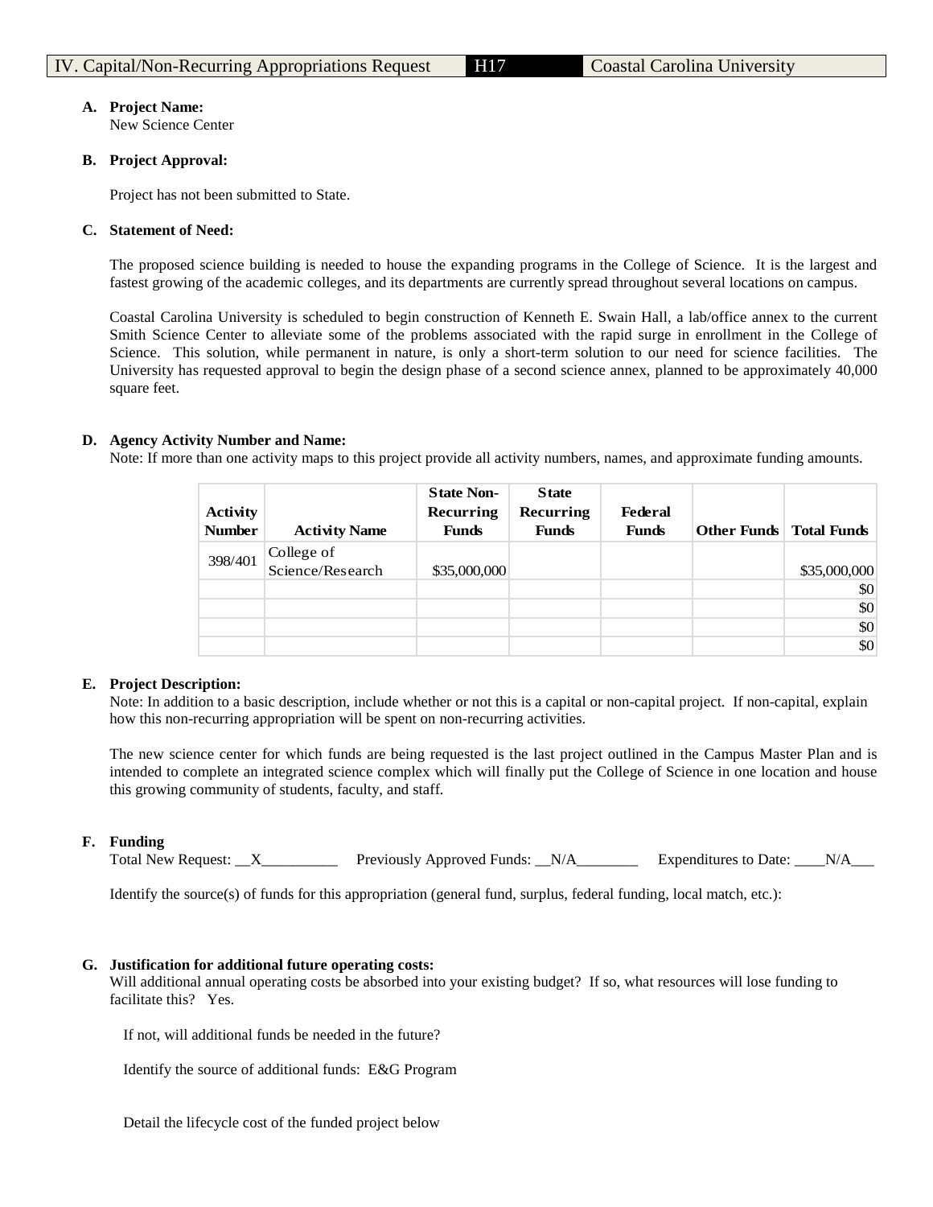| IV. Capital/Non-Recurring Appropriations Request | H17 | Coastal Carolina University |
|---|---|---|

**A. Project Name:**
New Science Center

**B. Project Approval:**

Project has not been submitted to State.

**C. Statement of Need:**

The proposed science building is needed to house the expanding programs in the College of Science. It is the largest and fastest growing of the academic colleges, and its departments are currently spread throughout several locations on campus.

Coastal Carolina University is scheduled to begin construction of Kenneth E. Swain Hall, a lab/office annex to the current Smith Science Center to alleviate some of the problems associated with the rapid surge in enrollment in the College of Science. This solution, while permanent in nature, is only a short-term solution to our need for science facilities. The University has requested approval to begin the design phase of a second science annex, planned to be approximately 40,000 square feet.

**D. Agency Activity Number and Name:**
Note: If more than one activity maps to this project provide all activity numbers, names, and approximate funding amounts.

| Activity Number | Activity Name | State Non-Recurring Funds | State Recurring Funds | Federal Funds | Other Funds | Total Funds |
|---|---|---|---|---|---|---|
| 398/401 | College of Science/Research | $35,000,000 | | | | $35,000,000 |
| | | | | | | $0 |
| | | | | | | $0 |
| | | | | | | $0 |
| | | | | | | $0 |

**E. Project Description:**
Note: In addition to a basic description, include whether or not this is a capital or non-capital project. If non-capital, explain how this non-recurring appropriation will be spent on non-recurring activities.

The new science center for which funds are being requested is the last project outlined in the Campus Master Plan and is intended to complete an integrated science complex which will finally put the College of Science in one location and house this growing community of students, faculty, and staff.

**F. Funding**
Total New Request: __X__________ Previously Approved Funds: __N/A________ Expenditures to Date: ____N/A___

Identify the source(s) of funds for this appropriation (general fund, surplus, federal funding, local match, etc.):

**G. Justification for additional future operating costs:**
Will additional annual operating costs be absorbed into your existing budget? If so, what resources will lose funding to facilitate this? Yes.

If not, will additional funds be needed in the future?

Identify the source of additional funds: E&G Program

Detail the lifecycle cost of the funded project below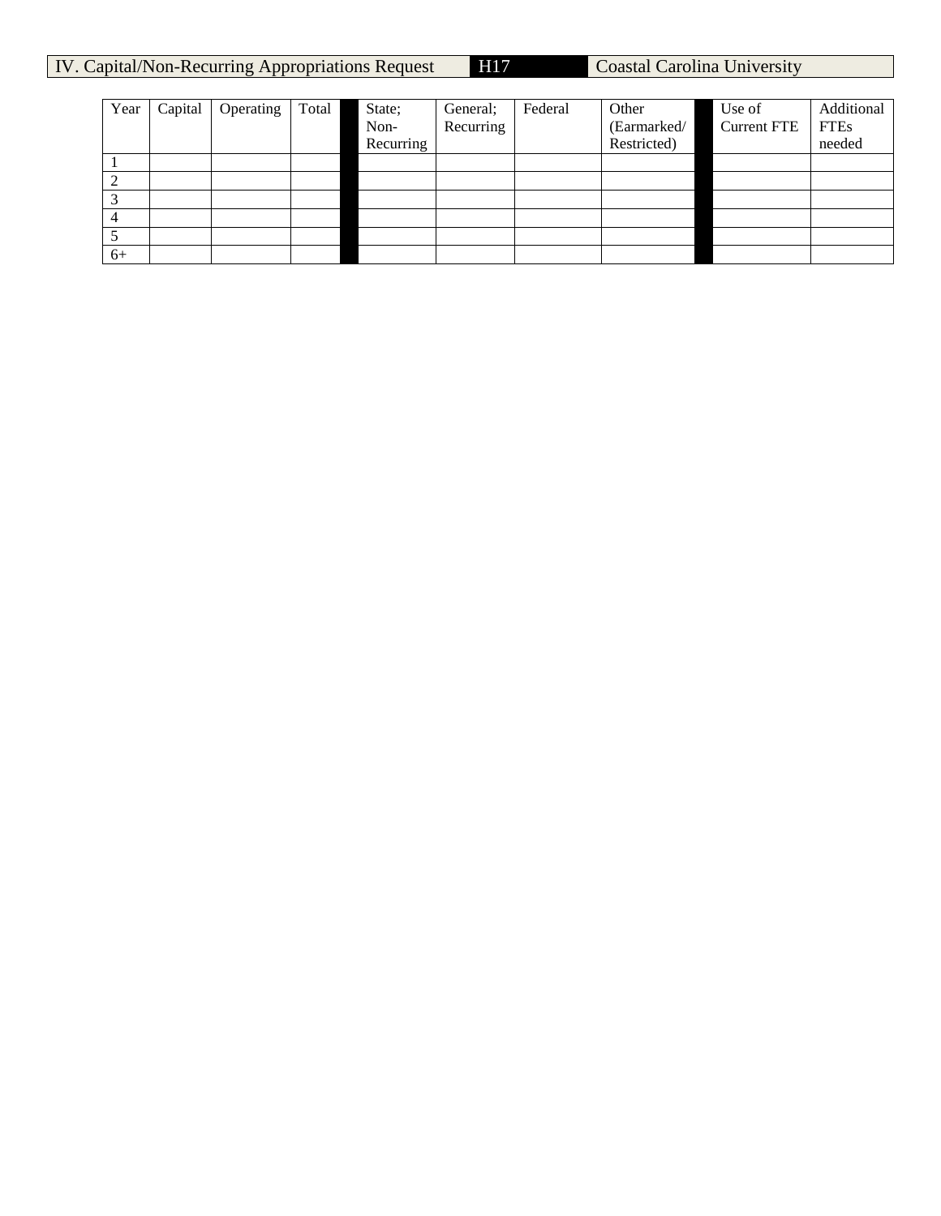IV. Capital/Non-Recurring Appropriations Request | H17 | Coastal Carolina University

| Year | Capital | Operating | Total | | State; Non-Recurring | General; Recurring | Federal | Other (Earmarked/ Restricted) | | Use of Current FTE | Additional FTEs needed |
|---|---|---|---|---|---|---|---|---|---|---|---|
| 1 | | | | | | | | | | | |
| 2 | | | | | | | | | | | |
| 3 | | | | | | | | | | | |
| 4 | | | | | | | | | | | |
| 5 | | | | | | | | | | | |
| 6+ | | | | | | | | | | | |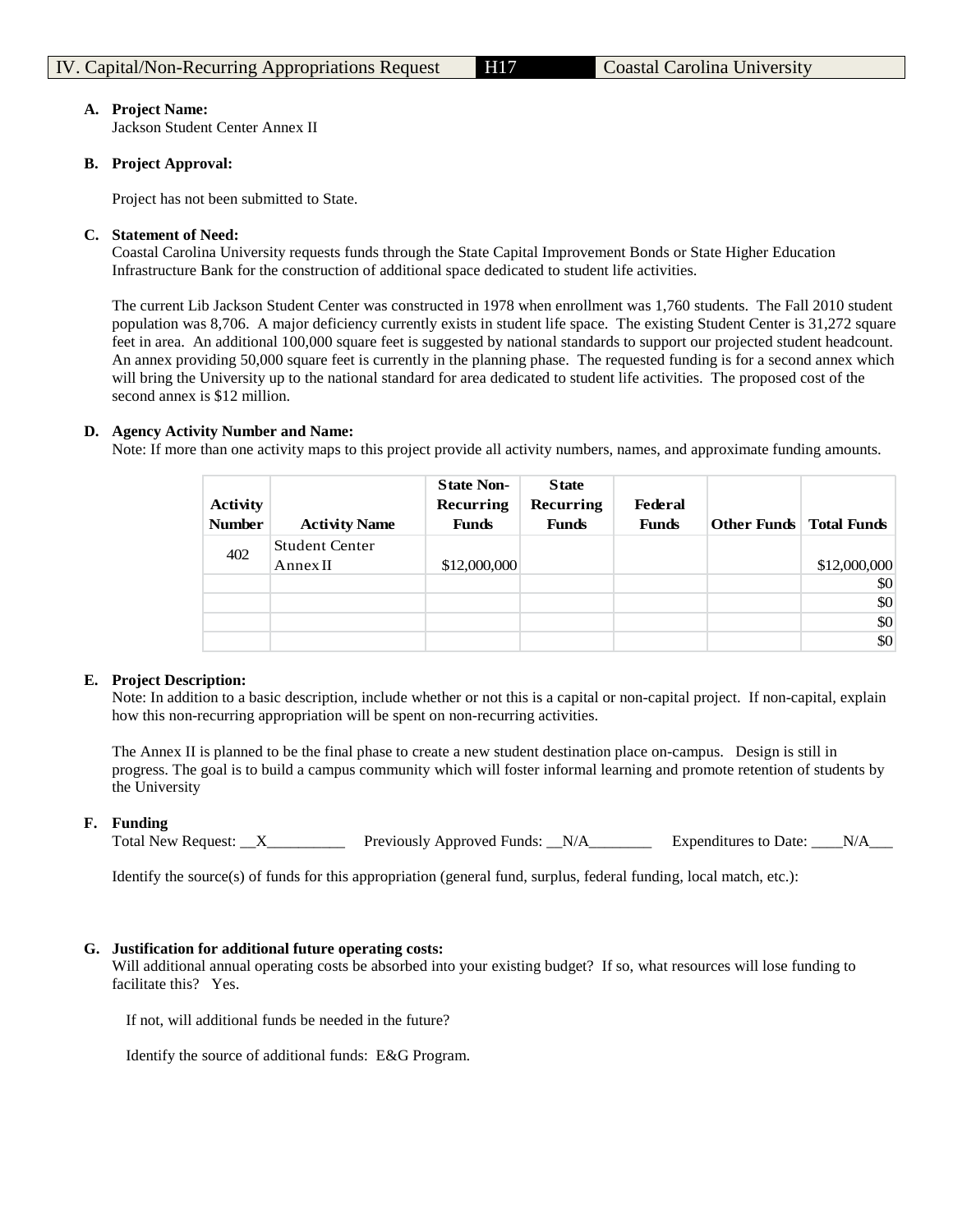IV. Capital/Non-Recurring Appropriations Request | H17 | Coastal Carolina University

**A. Project Name:**
Jackson Student Center Annex II

**B. Project Approval:**

Project has not been submitted to State.

**C. Statement of Need:**
Coastal Carolina University requests funds through the State Capital Improvement Bonds or State Higher Education Infrastructure Bank for the construction of additional space dedicated to student life activities.

The current Lib Jackson Student Center was constructed in 1978 when enrollment was 1,760 students. The Fall 2010 student population was 8,706. A major deficiency currently exists in student life space. The existing Student Center is 31,272 square feet in area. An additional 100,000 square feet is suggested by national standards to support our projected student headcount. An annex providing 50,000 square feet is currently in the planning phase. The requested funding is for a second annex which will bring the University up to the national standard for area dedicated to student life activities. The proposed cost of the second annex is $12 million.

**D. Agency Activity Number and Name:**
Note: If more than one activity maps to this project provide all activity numbers, names, and approximate funding amounts.

| Activity Number | Activity Name | State Non-Recurring Funds | State Recurring Funds | Federal Funds | Other Funds | Total Funds |
|---|---|---|---|---|---|---|
| 402 | Student Center Annex II | $12,000,000 | | | | $12,000,000 |
| | | | | | | $0 |
| | | | | | | $0 |
| | | | | | | $0 |
| | | | | | | $0 |

**E. Project Description:**
Note: In addition to a basic description, include whether or not this is a capital or non-capital project. If non-capital, explain how this non-recurring appropriation will be spent on non-recurring activities.

The Annex II is planned to be the final phase to create a new student destination place on-campus. Design is still in progress. The goal is to build a campus community which will foster informal learning and promote retention of students by the University

**F. Funding**
Total New Request: __X__________ Previously Approved Funds: __N/A________ Expenditures to Date: ____N/A___

Identify the source(s) of funds for this appropriation (general fund, surplus, federal funding, local match, etc.):

**G. Justification for additional future operating costs:**
Will additional annual operating costs be absorbed into your existing budget? If so, what resources will lose funding to facilitate this? Yes.

If not, will additional funds be needed in the future?

Identify the source of additional funds: E&G Program.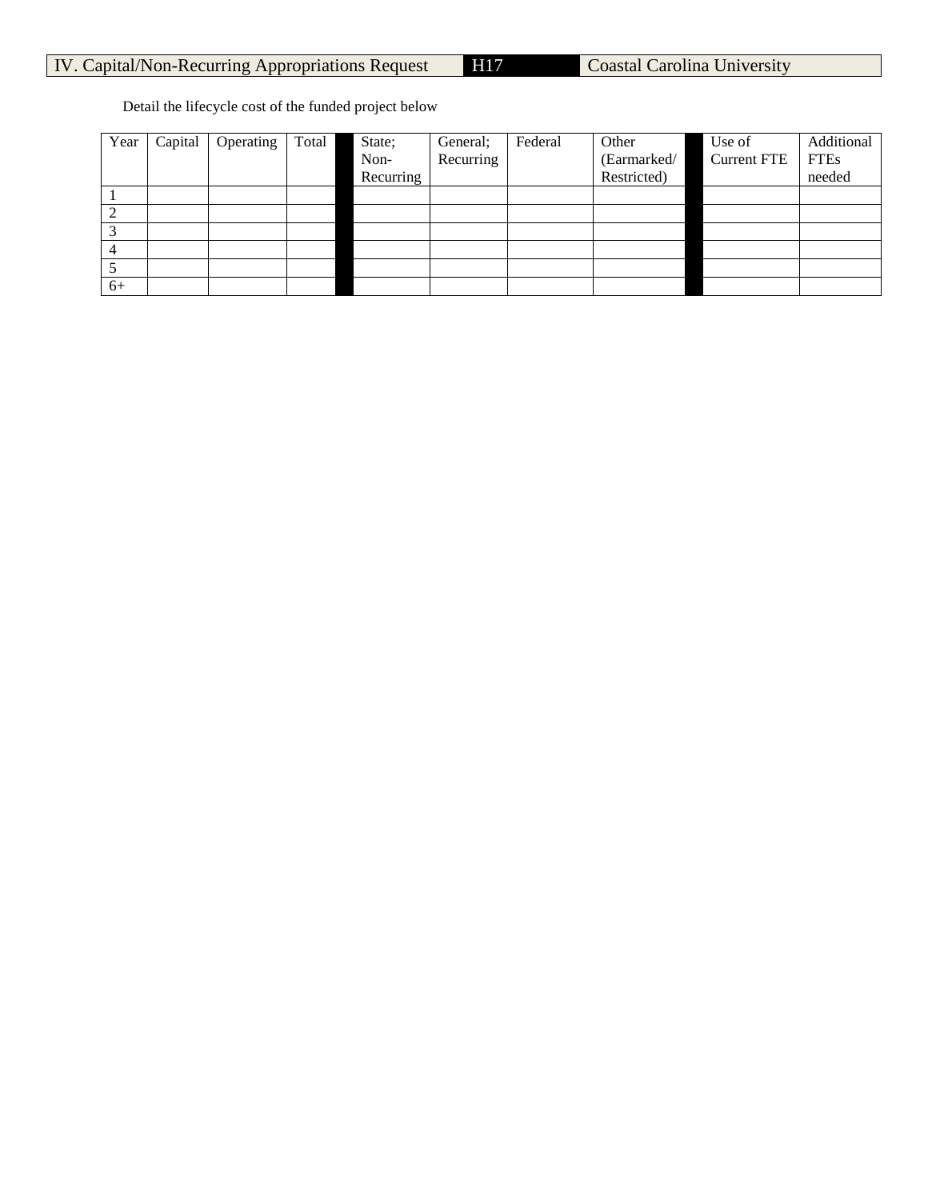# IV. Capital/Non-Recurring Appropriations Request | H17 | Coastal Carolina University

Detail the lifecycle cost of the funded project below

| Year | Capital | Operating | Total | State; Non-Recurring | General; Recurring | Federal | Other (Earmarked/ Restricted) | Use of Current FTE | Additional FTEs needed |
|---|---|---|---|---|---|---|---|---|---|
| 1 | | | | | | | | | |
| 2 | | | | | | | | | |
| 3 | | | | | | | | | |
| 4 | | | | | | | | | |
| 5 | | | | | | | | | |
| 6+ | | | | | | | | | |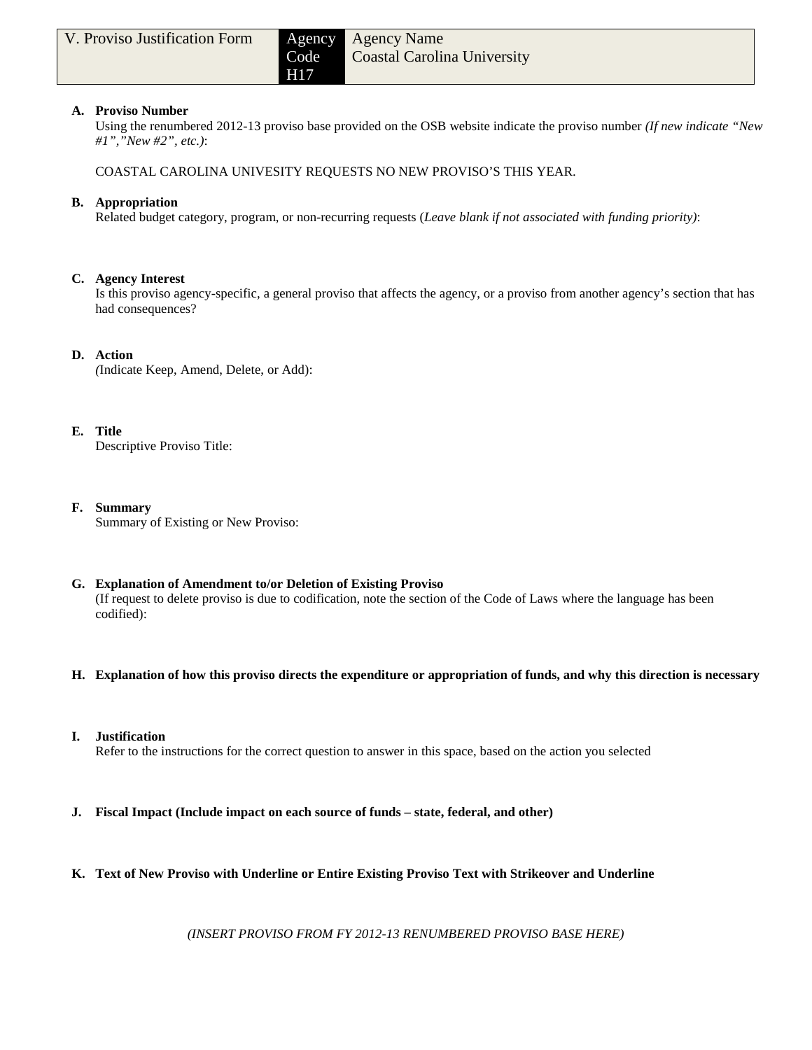| V. Proviso Justification Form | Agency Code H17 | Agency Name Coastal Carolina University |
|---|---|---|

**A. Proviso Number**
Using the renumbered 2012-13 proviso base provided on the OSB website indicate the proviso number *(If new indicate "New #1","New #2", etc.)*:

COASTAL CAROLINA UNIVESITY REQUESTS NO NEW PROVISO'S THIS YEAR.

**B. Appropriation**
Related budget category, program, or non-recurring requests (*Leave blank if not associated with funding priority)*:

**C. Agency Interest**
Is this proviso agency-specific, a general proviso that affects the agency, or a proviso from another agency's section that has had consequences?

**D. Action**
*(*Indicate Keep, Amend, Delete, or Add):

**E. Title**
Descriptive Proviso Title:

**F. Summary**
Summary of Existing or New Proviso:

**G. Explanation of Amendment to/or Deletion of Existing Proviso**
(If request to delete proviso is due to codification, note the section of the Code of Laws where the language has been codified):

**H. Explanation of how this proviso directs the expenditure or appropriation of funds, and why this direction is necessary**

**I. Justification**
Refer to the instructions for the correct question to answer in this space, based on the action you selected

**J. Fiscal Impact (Include impact on each source of funds – state, federal, and other)**

**K. Text of New Proviso with Underline or Entire Existing Proviso Text with Strikeover and Underline**

*(INSERT PROVISO FROM FY 2012-13 RENUMBERED PROVISO BASE HERE)*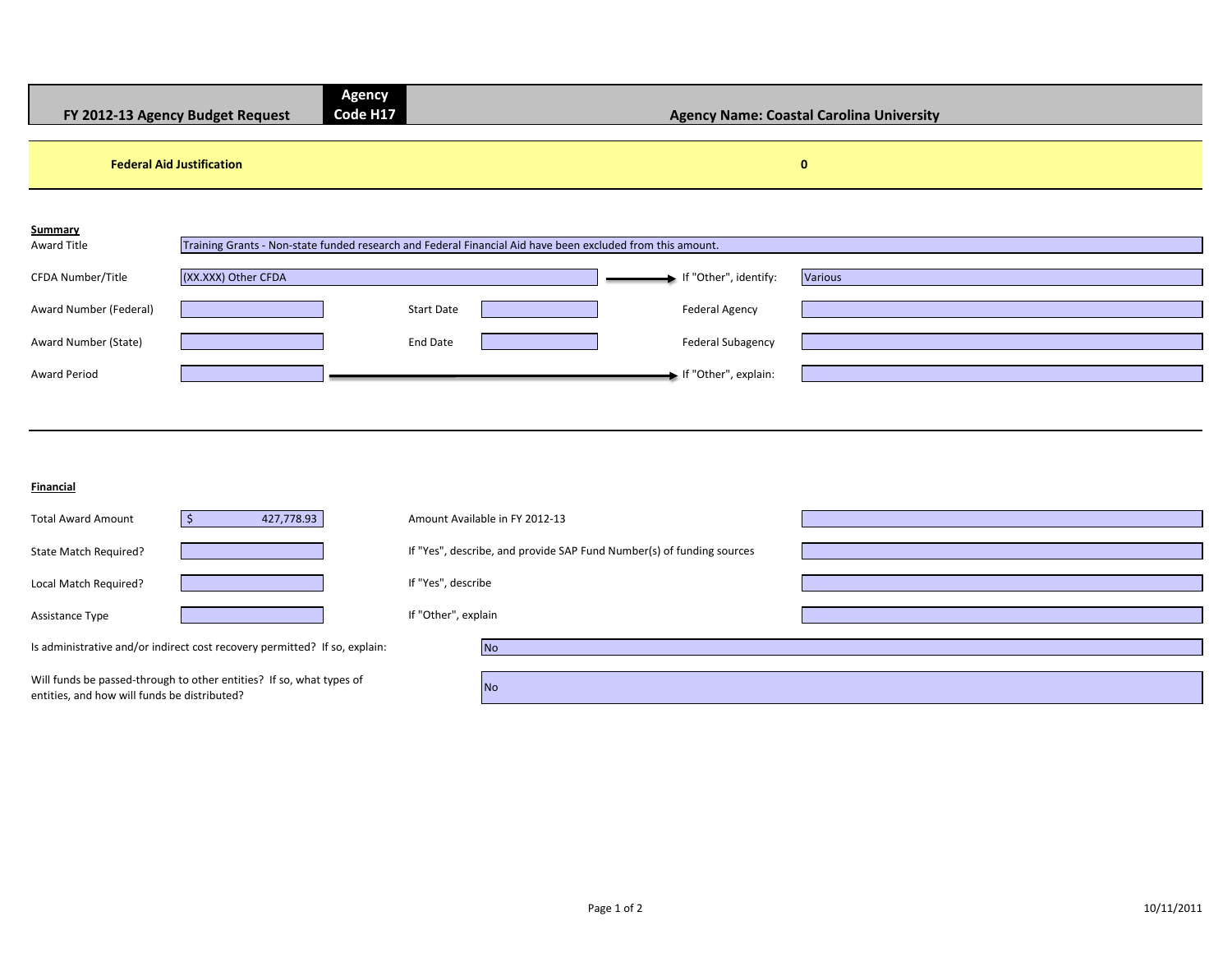| FY 2012-13 Agency Budget Request | Agency Code H17 | Agency Name: Coastal Carolina University |
|---|---|---|

| **Federal Aid Justification** | **0** |
|---|---|

**Summary**

| | | | | | |
|---|---|---|---|---|---|
| Award Title | Training Grants - Non-state funded research and Federal Financial Aid have been excluded from this amount. | | | | |
| CFDA Number/Title | (XX.XXX) Other CFDA | | | If "Other", identify: | Various |
| Award Number (Federal) | | Start Date | | Federal Agency | |
| Award Number (State) | | End Date | | Federal Subagency | |
| Award Period | | | | If "Other", explain: | |

**Financial**

| | | | |
|---|---|---|---|
| Total Award Amount | $ 427,778.93 | Amount Available in FY 2012-13 | |
| State Match Required? | | If "Yes", describe, and provide SAP Fund Number(s) of funding sources | |
| Local Match Required? | | If "Yes", describe | |
| Assistance Type | | If "Other", explain | |

| | |
|---|---|
| Is administrative and/or indirect cost recovery permitted? If so, explain: | No |
| Will funds be passed-through to other entities? If so, what types of entities, and how will funds be distributed? | No |

10/11/2011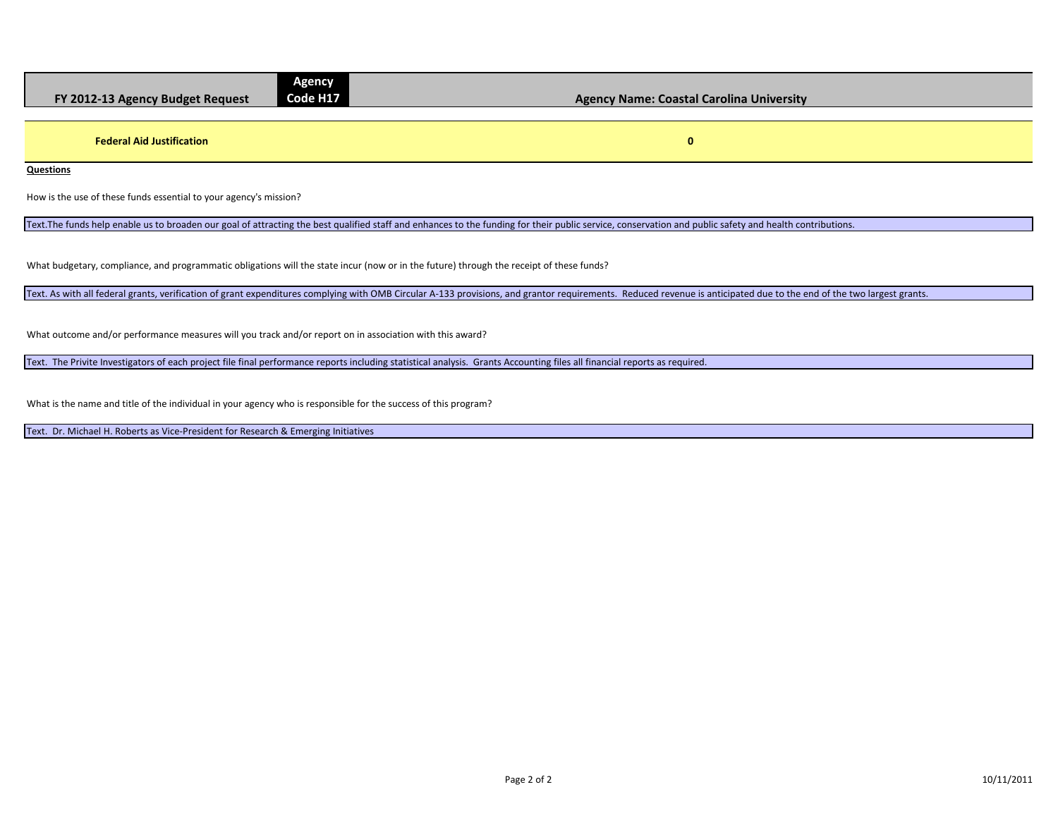| FY 2012-13 Agency Budget Request | Agency Code H17 | Agency Name: Coastal Carolina University |
|---|---|---|

**Federal Aid Justification** 0

**Questions**

How is the use of these funds essential to your agency's mission?

Text.The funds help enable us to broaden our goal of attracting the best qualified staff and enhances to the funding for their public service, conservation and public safety and health contributions.

What budgetary, compliance, and programmatic obligations will the state incur (now or in the future) through the receipt of these funds?

Text. As with all federal grants, verification of grant expenditures complying with OMB Circular A-133 provisions, and grantor requirements. Reduced revenue is anticipated due to the end of the two largest grants.

What outcome and/or performance measures will you track and/or report on in association with this award?

Text. The Privite Investigators of each project file final performance reports including statistical analysis. Grants Accounting files all financial reports as required.

What is the name and title of the individual in your agency who is responsible for the success of this program?

Text. Dr. Michael H. Roberts as Vice-President for Research & Emerging Initiatives

10/11/2011